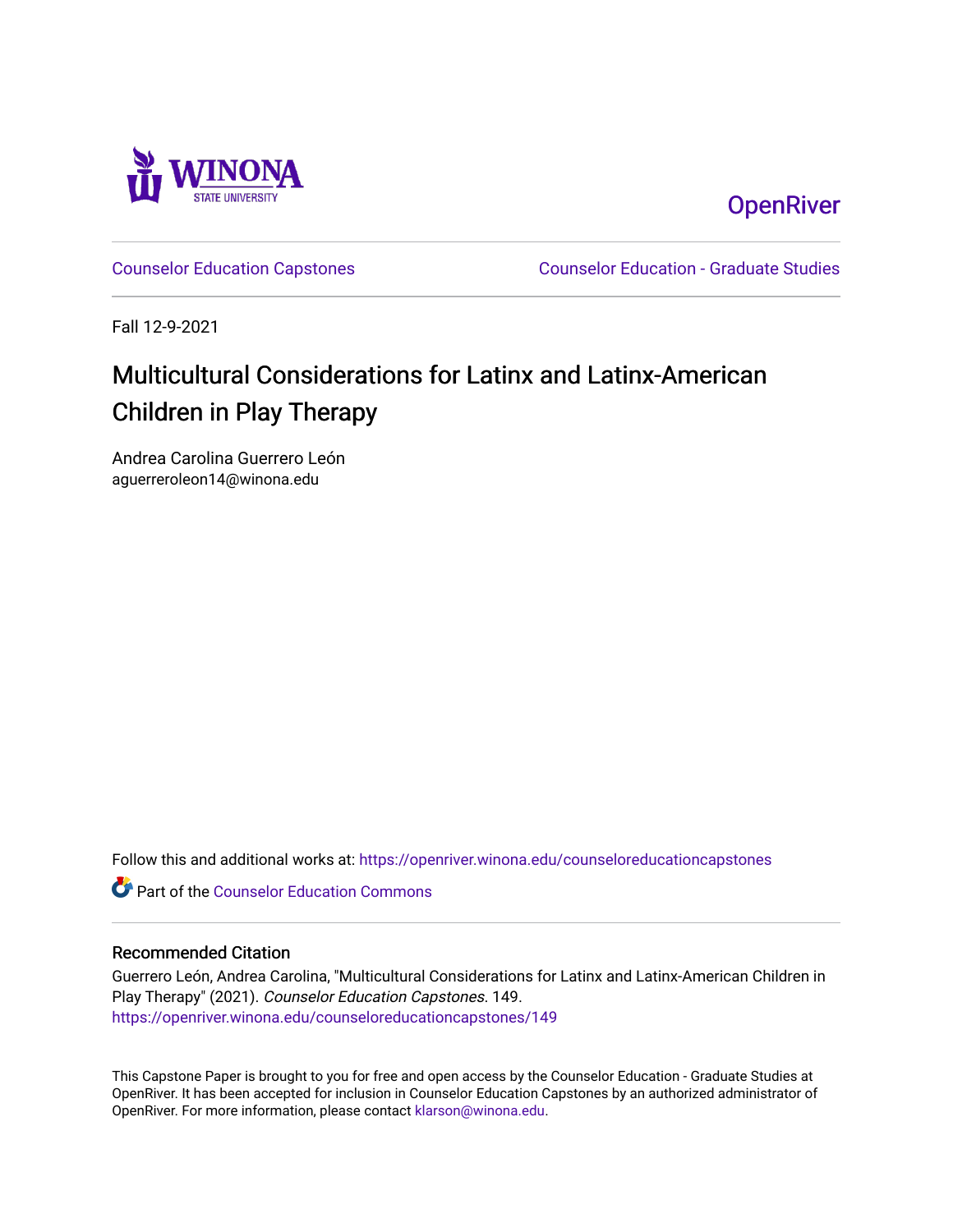Winona State University

OpenRiver

Counselor Education Capstones

Counselor Education - Graduate Studies

Fall 12-9-2021

# Multicultural Considerations for Latinx and Latinx-American Children in Play Therapy

Andrea Carolina Guerrero León
aguerreroleon14@winona.edu

Follow this and additional works at: https://openriver.winona.edu/counseloreducationcapstones

Part of the Counselor Education Commons

## Recommended Citation

Guerrero León, Andrea Carolina, "Multicultural Considerations for Latinx and Latinx-American Children in Play Therapy" (2021). *Counselor Education Capstones*. 149.
https://openriver.winona.edu/counseloreducationcapstones/149

This Capstone Paper is brought to you for free and open access by the Counselor Education - Graduate Studies at OpenRiver. It has been accepted for inclusion in Counselor Education Capstones by an authorized administrator of OpenRiver. For more information, please contact klarson@winona.edu.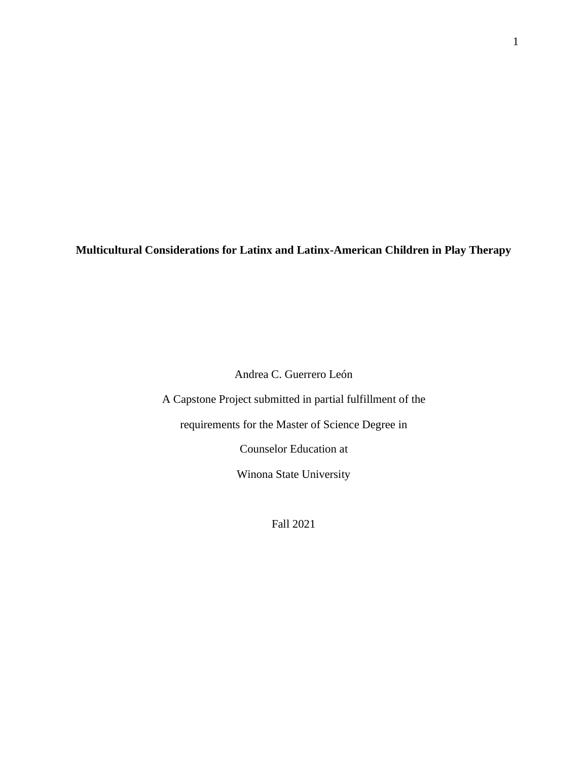**Multicultural Considerations for Latinx and Latinx-American Children in Play Therapy**

Andrea C. Guerrero León

A Capstone Project submitted in partial fulfillment of the

requirements for the Master of Science Degree in

Counselor Education at

Winona State University

Fall 2021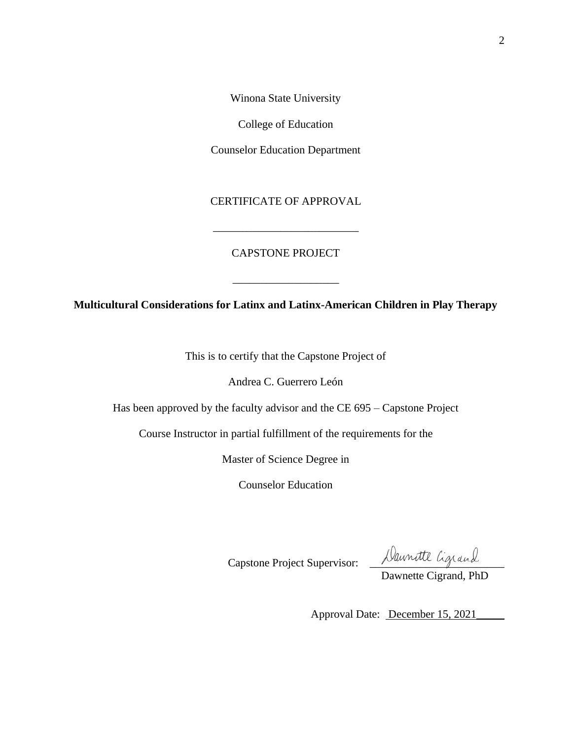Winona State University

College of Education

Counselor Education Department

CERTIFICATE OF APPROVAL

___________________________

CAPSTONE PROJECT

___________________

**Multicultural Considerations for Latinx and Latinx-American Children in Play Therapy**

This is to certify that the Capstone Project of

Andrea C. Guerrero León

Has been approved by the faculty advisor and the CE 695 – Capstone Project

Course Instructor in partial fulfillment of the requirements for the

Master of Science Degree in

Counselor Education

Capstone Project Supervisor: Dawnette Cigrand

Dawnette Cigrand, PhD

Approval Date: December 15, 2021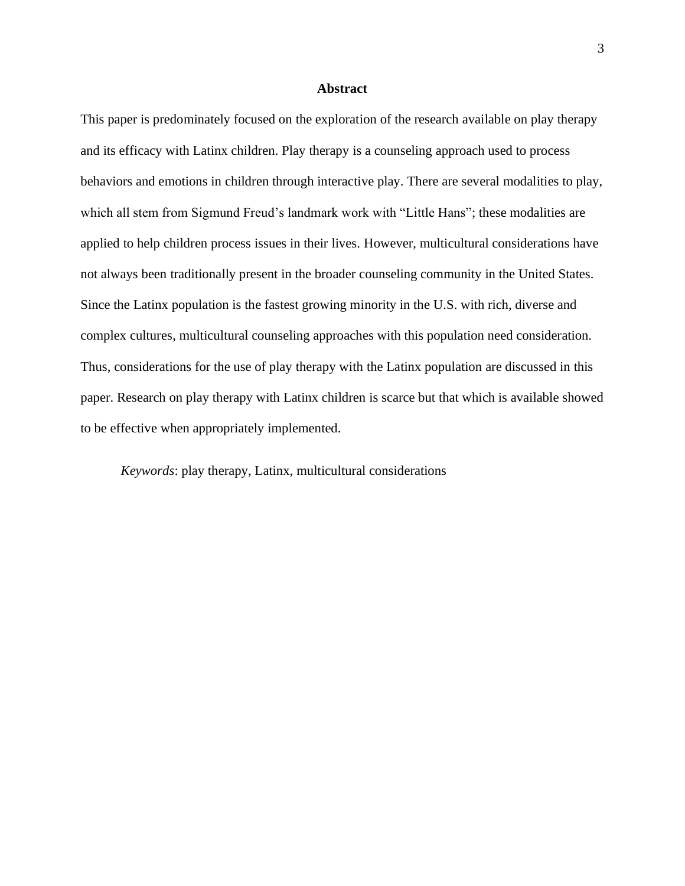## Abstract

This paper is predominately focused on the exploration of the research available on play therapy and its efficacy with Latinx children. Play therapy is a counseling approach used to process behaviors and emotions in children through interactive play. There are several modalities to play, which all stem from Sigmund Freud's landmark work with "Little Hans"; these modalities are applied to help children process issues in their lives. However, multicultural considerations have not always been traditionally present in the broader counseling community in the United States. Since the Latinx population is the fastest growing minority in the U.S. with rich, diverse and complex cultures, multicultural counseling approaches with this population need consideration. Thus, considerations for the use of play therapy with the Latinx population are discussed in this paper. Research on play therapy with Latinx children is scarce but that which is available showed to be effective when appropriately implemented.

*Keywords*: play therapy, Latinx, multicultural considerations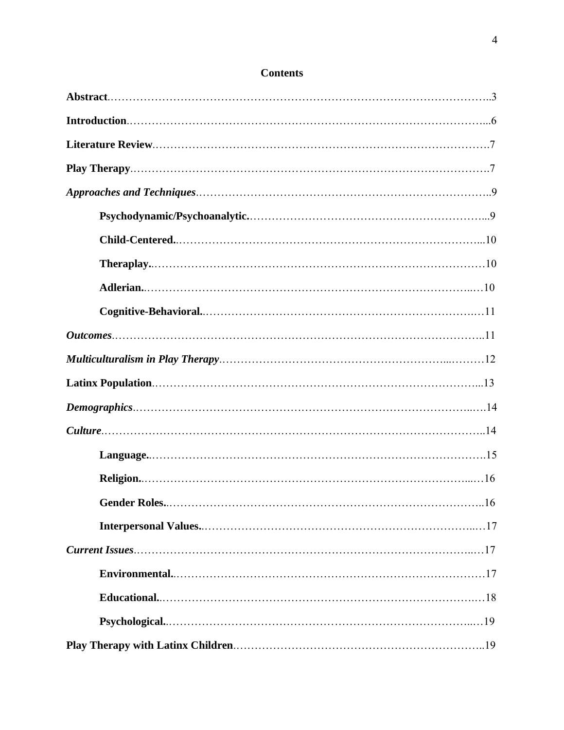# Contents

**Abstract**……………………………………………………………………………………..3

**Introduction**…………………………………………………………………………………...6

**Literature Review**……………………………………………………………………………….7

**Play Therapy**……………………………………………………………………………………….7

***Approaches and Techniques***……………………………………………………………………..9

  **Psychodynamic/Psychoanalytic.**……………………………………………………...9

  **Child-Centered.**……………………………………………………………………...10

  **Theraplay.**……………………………………………………………………………10

  **Adlerian.**………………………………………………………………………….…10

  **Cognitive-Behavioral.**……………………………………………………………….11

***Outcomes***……………………………………………………………………………………..11

***Multiculturalism in Play Therapy***……………………………………………………...………12

**Latinx Population**……………………………………………………………………………...13

***Demographics***……………………………………………………………………………...…14

***Culture***………………………………………………………………………………………..14

  **Language.**…………………………………………………………………………….15

  **Religion.**………………………………………………………………………....…16

  **Gender Roles.**………………………………………………………………………..16

  **Interpersonal Values.**……………………………………………………………..…17

***Current Issues***……………………………………………………………………………...…17

  **Environmental.**……………………………………………………………………….17

  **Educational.**……………………………………………………………………….…18

  **Psychological.**…………………………………………………………………...…19

**Play Therapy with Latinx Children**…………………………………………………………..19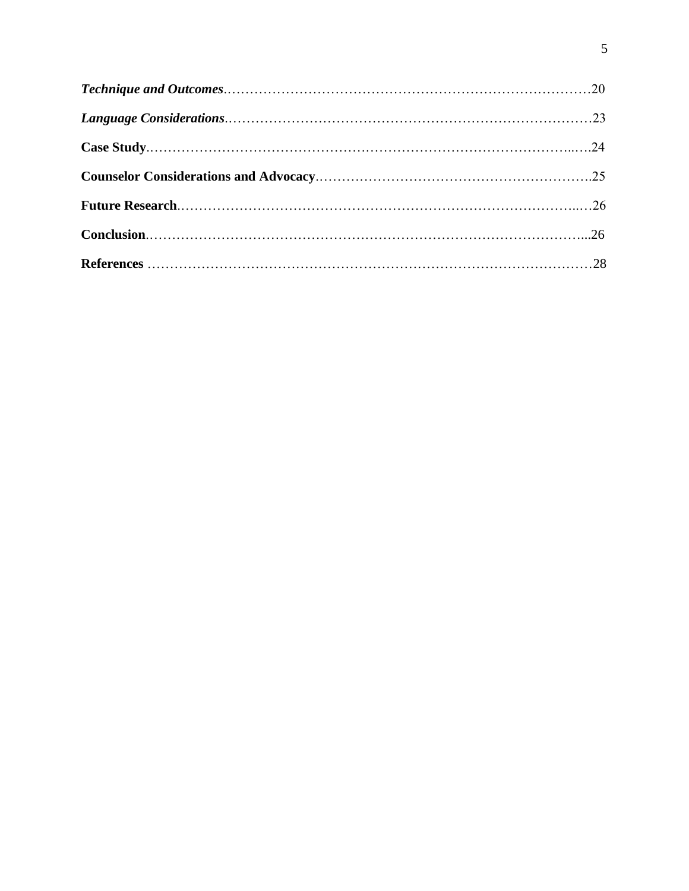***Technique and Outcomes***……………………………………………………………………………20

***Language Considerations***…………………………………………………………………………23

**Case Study**……………………………………………………………………………………..….24

**Counselor Considerations and Advocacy**………….……………………………………………..25

**Future Research**……………………………………………………………………………..…26

**Conclusion**……………………………………………………………………………………...26

**References** ……………………………………………………………………………………28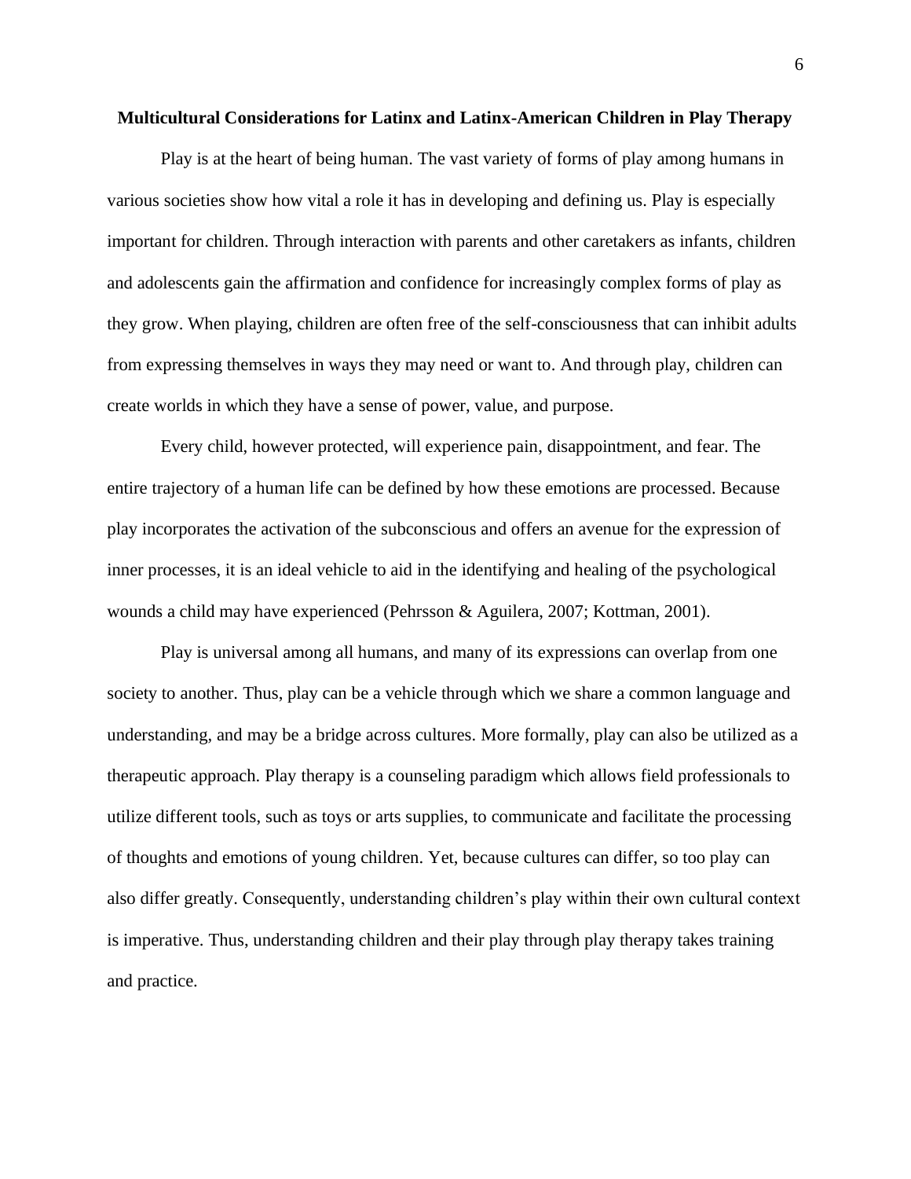## Multicultural Considerations for Latinx and Latinx-American Children in Play Therapy

Play is at the heart of being human. The vast variety of forms of play among humans in various societies show how vital a role it has in developing and defining us. Play is especially important for children. Through interaction with parents and other caretakers as infants, children and adolescents gain the affirmation and confidence for increasingly complex forms of play as they grow. When playing, children are often free of the self-consciousness that can inhibit adults from expressing themselves in ways they may need or want to. And through play, children can create worlds in which they have a sense of power, value, and purpose.

Every child, however protected, will experience pain, disappointment, and fear. The entire trajectory of a human life can be defined by how these emotions are processed. Because play incorporates the activation of the subconscious and offers an avenue for the expression of inner processes, it is an ideal vehicle to aid in the identifying and healing of the psychological wounds a child may have experienced (Pehrsson & Aguilera, 2007; Kottman, 2001).

Play is universal among all humans, and many of its expressions can overlap from one society to another. Thus, play can be a vehicle through which we share a common language and understanding, and may be a bridge across cultures. More formally, play can also be utilized as a therapeutic approach. Play therapy is a counseling paradigm which allows field professionals to utilize different tools, such as toys or arts supplies, to communicate and facilitate the processing of thoughts and emotions of young children. Yet, because cultures can differ, so too play can also differ greatly. Consequently, understanding children's play within their own cultural context is imperative. Thus, understanding children and their play through play therapy takes training and practice.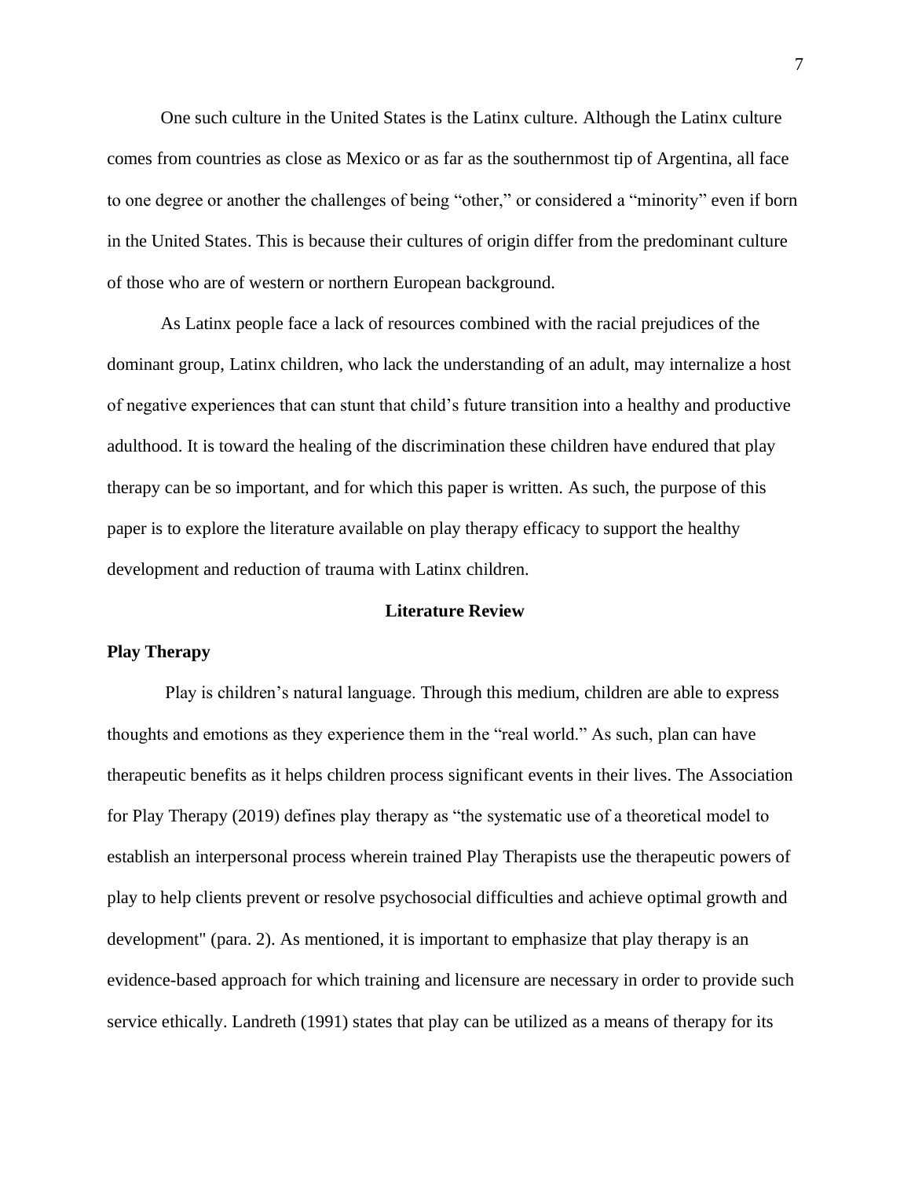One such culture in the United States is the Latinx culture. Although the Latinx culture comes from countries as close as Mexico or as far as the southernmost tip of Argentina, all face to one degree or another the challenges of being "other," or considered a "minority" even if born in the United States. This is because their cultures of origin differ from the predominant culture of those who are of western or northern European background.

As Latinx people face a lack of resources combined with the racial prejudices of the dominant group, Latinx children, who lack the understanding of an adult, may internalize a host of negative experiences that can stunt that child's future transition into a healthy and productive adulthood. It is toward the healing of the discrimination these children have endured that play therapy can be so important, and for which this paper is written. As such, the purpose of this paper is to explore the literature available on play therapy efficacy to support the healthy development and reduction of trauma with Latinx children.

## Literature Review

### Play Therapy

Play is children's natural language. Through this medium, children are able to express thoughts and emotions as they experience them in the "real world." As such, plan can have therapeutic benefits as it helps children process significant events in their lives. The Association for Play Therapy (2019) defines play therapy as "the systematic use of a theoretical model to establish an interpersonal process wherein trained Play Therapists use the therapeutic powers of play to help clients prevent or resolve psychosocial difficulties and achieve optimal growth and development" (para. 2). As mentioned, it is important to emphasize that play therapy is an evidence-based approach for which training and licensure are necessary in order to provide such service ethically. Landreth (1991) states that play can be utilized as a means of therapy for its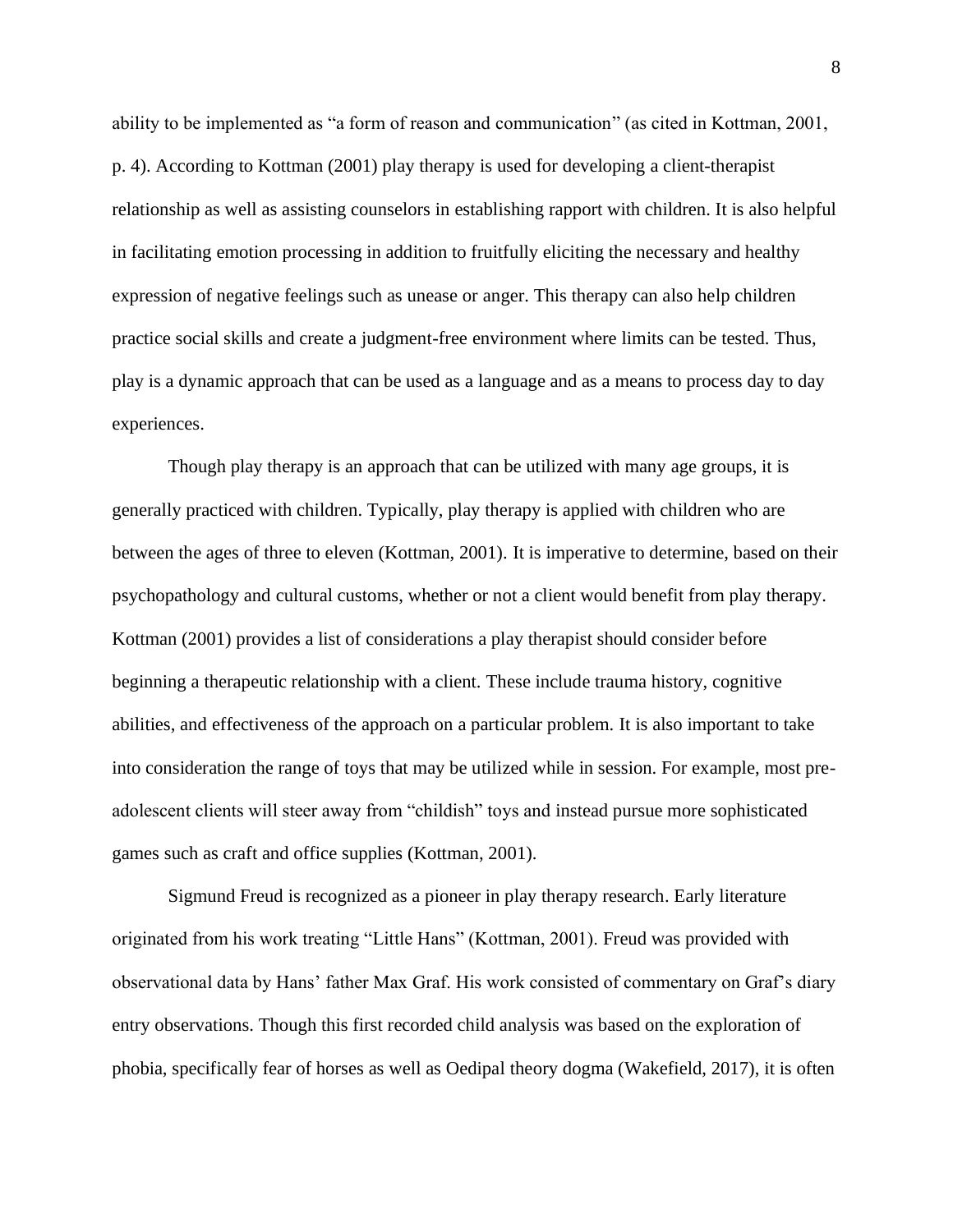ability to be implemented as "a form of reason and communication" (as cited in Kottman, 2001, p. 4). According to Kottman (2001) play therapy is used for developing a client-therapist relationship as well as assisting counselors in establishing rapport with children. It is also helpful in facilitating emotion processing in addition to fruitfully eliciting the necessary and healthy expression of negative feelings such as unease or anger. This therapy can also help children practice social skills and create a judgment-free environment where limits can be tested. Thus, play is a dynamic approach that can be used as a language and as a means to process day to day experiences.

Though play therapy is an approach that can be utilized with many age groups, it is generally practiced with children. Typically, play therapy is applied with children who are between the ages of three to eleven (Kottman, 2001). It is imperative to determine, based on their psychopathology and cultural customs, whether or not a client would benefit from play therapy. Kottman (2001) provides a list of considerations a play therapist should consider before beginning a therapeutic relationship with a client. These include trauma history, cognitive abilities, and effectiveness of the approach on a particular problem. It is also important to take into consideration the range of toys that may be utilized while in session. For example, most pre-adolescent clients will steer away from "childish" toys and instead pursue more sophisticated games such as craft and office supplies (Kottman, 2001).

Sigmund Freud is recognized as a pioneer in play therapy research. Early literature originated from his work treating "Little Hans" (Kottman, 2001). Freud was provided with observational data by Hans' father Max Graf. His work consisted of commentary on Graf's diary entry observations. Though this first recorded child analysis was based on the exploration of phobia, specifically fear of horses as well as Oedipal theory dogma (Wakefield, 2017), it is often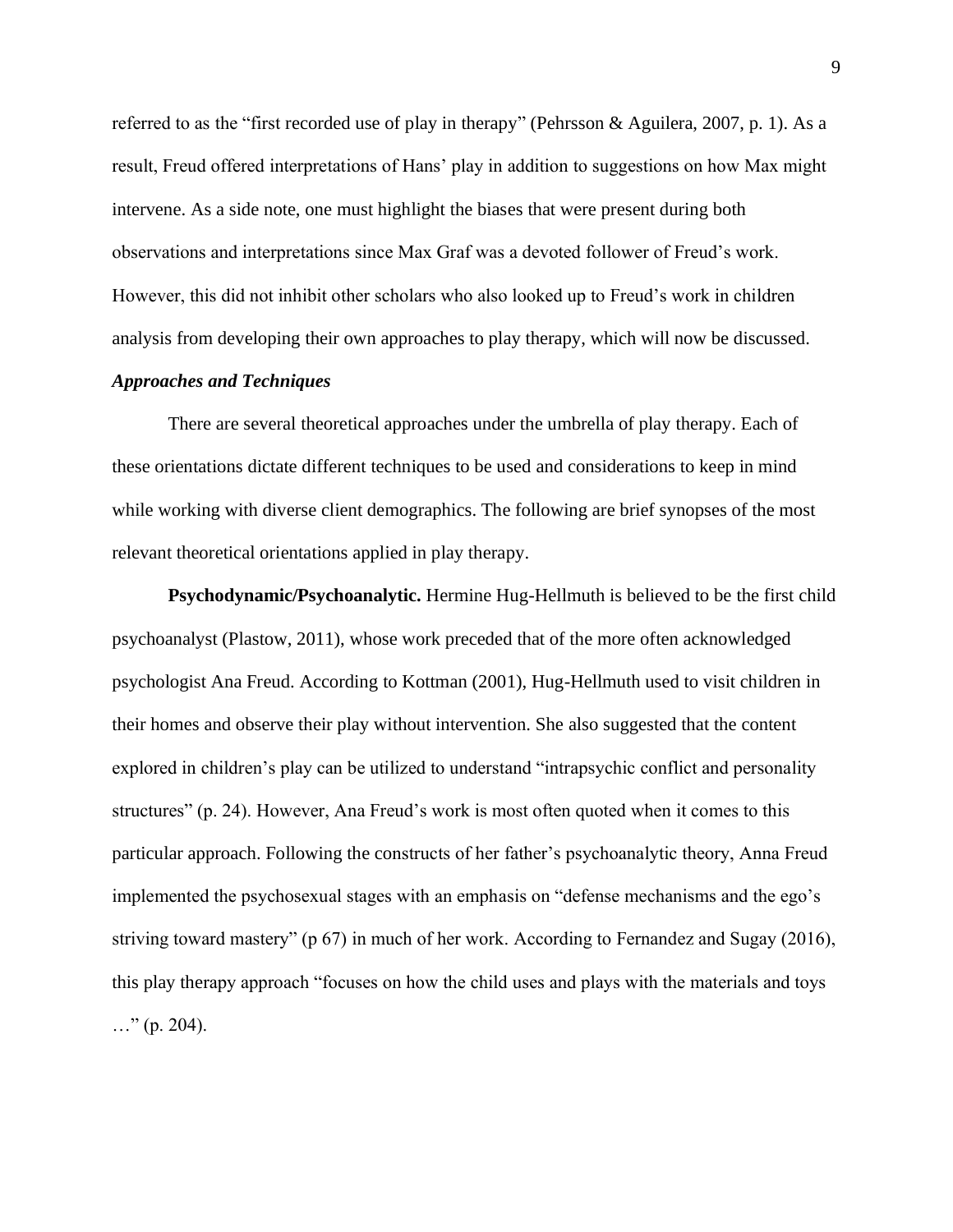referred to as the "first recorded use of play in therapy" (Pehrsson & Aguilera, 2007, p. 1). As a result, Freud offered interpretations of Hans' play in addition to suggestions on how Max might intervene. As a side note, one must highlight the biases that were present during both observations and interpretations since Max Graf was a devoted follower of Freud's work. However, this did not inhibit other scholars who also looked up to Freud's work in children analysis from developing their own approaches to play therapy, which will now be discussed.

### *Approaches and Techniques*

There are several theoretical approaches under the umbrella of play therapy. Each of these orientations dictate different techniques to be used and considerations to keep in mind while working with diverse client demographics. The following are brief synopses of the most relevant theoretical orientations applied in play therapy.

**Psychodynamic/Psychoanalytic.** Hermine Hug-Hellmuth is believed to be the first child psychoanalyst (Plastow, 2011), whose work preceded that of the more often acknowledged psychologist Ana Freud. According to Kottman (2001), Hug-Hellmuth used to visit children in their homes and observe their play without intervention. She also suggested that the content explored in children's play can be utilized to understand "intrapsychic conflict and personality structures" (p. 24). However, Ana Freud's work is most often quoted when it comes to this particular approach. Following the constructs of her father's psychoanalytic theory, Anna Freud implemented the psychosexual stages with an emphasis on "defense mechanisms and the ego's striving toward mastery" (p 67) in much of her work. According to Fernandez and Sugay (2016), this play therapy approach "focuses on how the child uses and plays with the materials and toys …" (p. 204).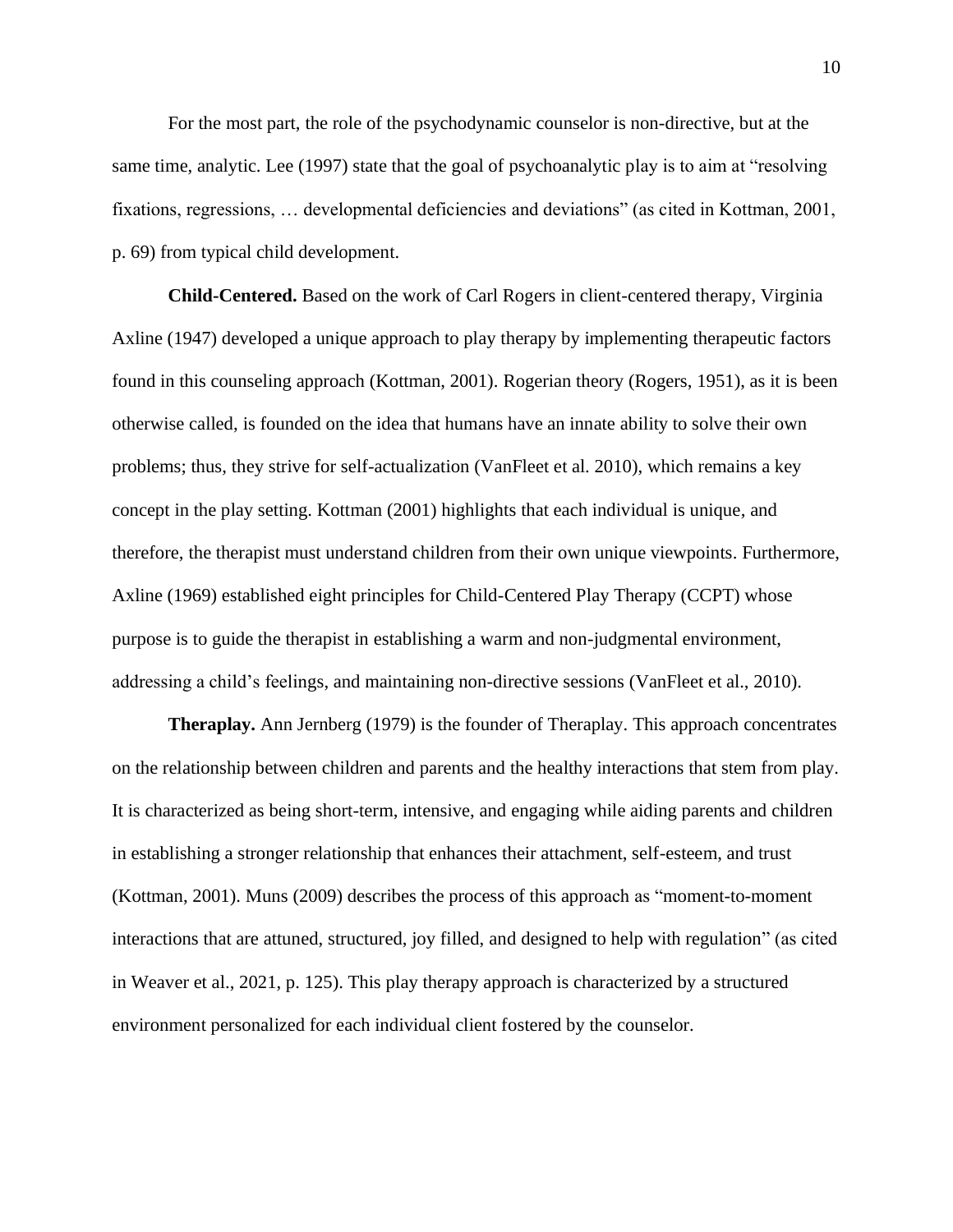For the most part, the role of the psychodynamic counselor is non-directive, but at the same time, analytic. Lee (1997) state that the goal of psychoanalytic play is to aim at "resolving fixations, regressions, … developmental deficiencies and deviations" (as cited in Kottman, 2001, p. 69) from typical child development.

**Child-Centered.** Based on the work of Carl Rogers in client-centered therapy, Virginia Axline (1947) developed a unique approach to play therapy by implementing therapeutic factors found in this counseling approach (Kottman, 2001). Rogerian theory (Rogers, 1951), as it is been otherwise called, is founded on the idea that humans have an innate ability to solve their own problems; thus, they strive for self-actualization (VanFleet et al. 2010), which remains a key concept in the play setting. Kottman (2001) highlights that each individual is unique, and therefore, the therapist must understand children from their own unique viewpoints. Furthermore, Axline (1969) established eight principles for Child-Centered Play Therapy (CCPT) whose purpose is to guide the therapist in establishing a warm and non-judgmental environment, addressing a child's feelings, and maintaining non-directive sessions (VanFleet et al., 2010).

**Theraplay.** Ann Jernberg (1979) is the founder of Theraplay. This approach concentrates on the relationship between children and parents and the healthy interactions that stem from play. It is characterized as being short-term, intensive, and engaging while aiding parents and children in establishing a stronger relationship that enhances their attachment, self-esteem, and trust (Kottman, 2001). Muns (2009) describes the process of this approach as "moment-to-moment interactions that are attuned, structured, joy filled, and designed to help with regulation" (as cited in Weaver et al., 2021, p. 125). This play therapy approach is characterized by a structured environment personalized for each individual client fostered by the counselor.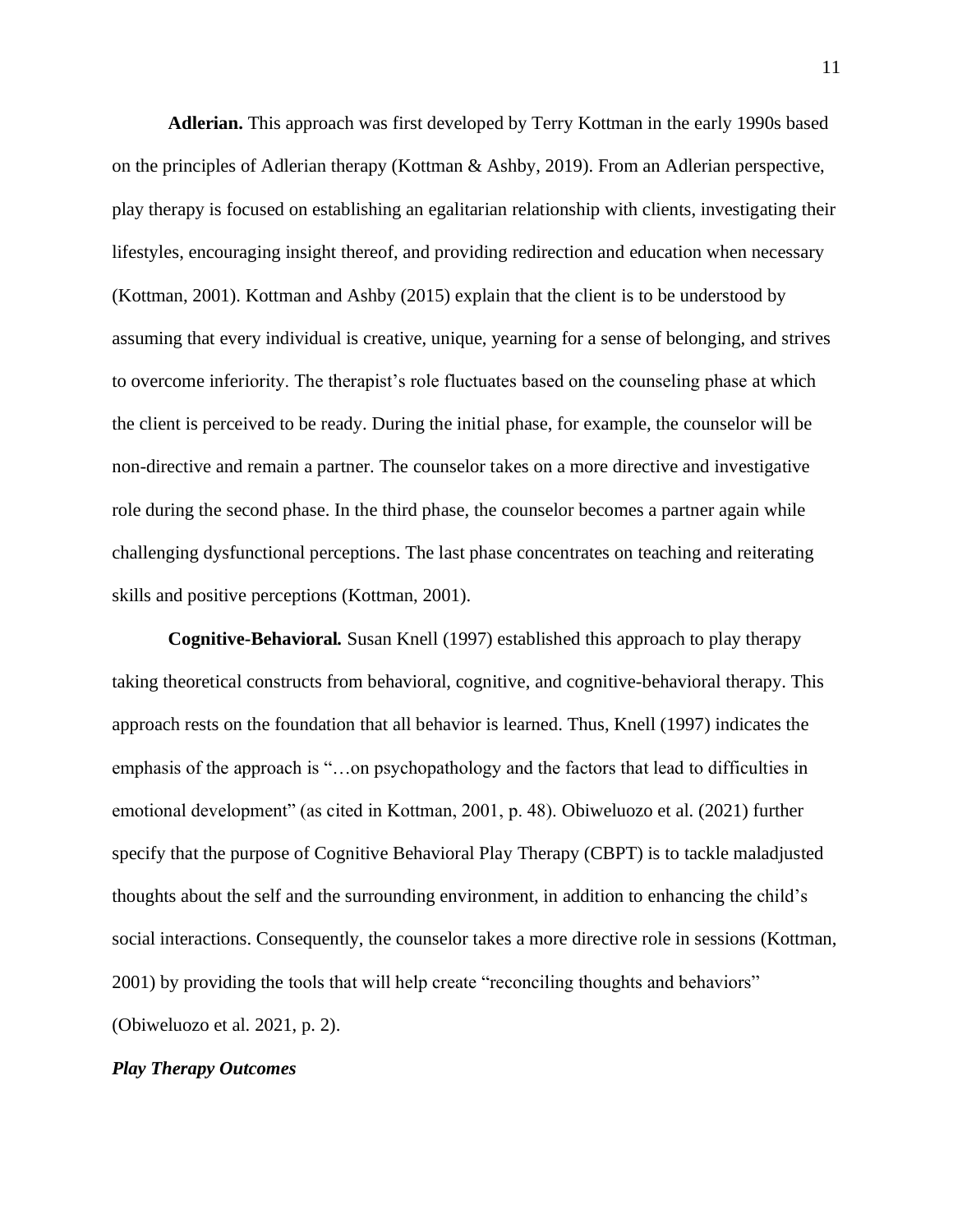**Adlerian.** This approach was first developed by Terry Kottman in the early 1990s based on the principles of Adlerian therapy (Kottman & Ashby, 2019). From an Adlerian perspective, play therapy is focused on establishing an egalitarian relationship with clients, investigating their lifestyles, encouraging insight thereof, and providing redirection and education when necessary (Kottman, 2001). Kottman and Ashby (2015) explain that the client is to be understood by assuming that every individual is creative, unique, yearning for a sense of belonging, and strives to overcome inferiority. The therapist's role fluctuates based on the counseling phase at which the client is perceived to be ready. During the initial phase, for example, the counselor will be non-directive and remain a partner. The counselor takes on a more directive and investigative role during the second phase. In the third phase, the counselor becomes a partner again while challenging dysfunctional perceptions. The last phase concentrates on teaching and reiterating skills and positive perceptions (Kottman, 2001).

**Cognitive-Behavioral.** Susan Knell (1997) established this approach to play therapy taking theoretical constructs from behavioral, cognitive, and cognitive-behavioral therapy. This approach rests on the foundation that all behavior is learned. Thus, Knell (1997) indicates the emphasis of the approach is "…on psychopathology and the factors that lead to difficulties in emotional development" (as cited in Kottman, 2001, p. 48). Obiweluozo et al. (2021) further specify that the purpose of Cognitive Behavioral Play Therapy (CBPT) is to tackle maladjusted thoughts about the self and the surrounding environment, in addition to enhancing the child's social interactions. Consequently, the counselor takes a more directive role in sessions (Kottman, 2001) by providing the tools that will help create "reconciling thoughts and behaviors" (Obiweluozo et al. 2021, p. 2).

***Play Therapy Outcomes***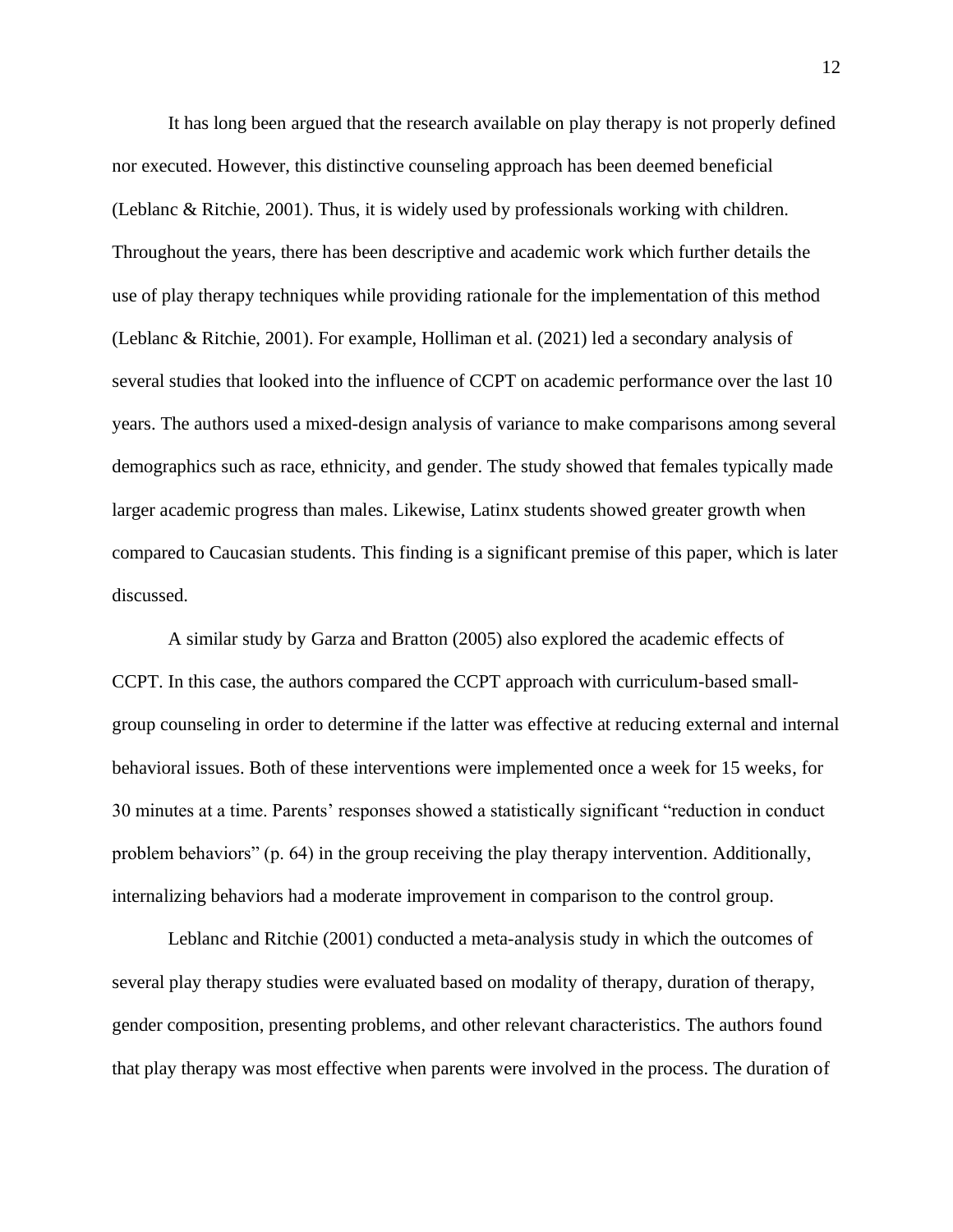It has long been argued that the research available on play therapy is not properly defined nor executed. However, this distinctive counseling approach has been deemed beneficial (Leblanc & Ritchie, 2001). Thus, it is widely used by professionals working with children. Throughout the years, there has been descriptive and academic work which further details the use of play therapy techniques while providing rationale for the implementation of this method (Leblanc & Ritchie, 2001). For example, Holliman et al. (2021) led a secondary analysis of several studies that looked into the influence of CCPT on academic performance over the last 10 years. The authors used a mixed-design analysis of variance to make comparisons among several demographics such as race, ethnicity, and gender. The study showed that females typically made larger academic progress than males. Likewise, Latinx students showed greater growth when compared to Caucasian students. This finding is a significant premise of this paper, which is later discussed.

A similar study by Garza and Bratton (2005) also explored the academic effects of CCPT. In this case, the authors compared the CCPT approach with curriculum-based small-group counseling in order to determine if the latter was effective at reducing external and internal behavioral issues. Both of these interventions were implemented once a week for 15 weeks, for 30 minutes at a time. Parents' responses showed a statistically significant "reduction in conduct problem behaviors" (p. 64) in the group receiving the play therapy intervention. Additionally, internalizing behaviors had a moderate improvement in comparison to the control group.

Leblanc and Ritchie (2001) conducted a meta-analysis study in which the outcomes of several play therapy studies were evaluated based on modality of therapy, duration of therapy, gender composition, presenting problems, and other relevant characteristics. The authors found that play therapy was most effective when parents were involved in the process. The duration of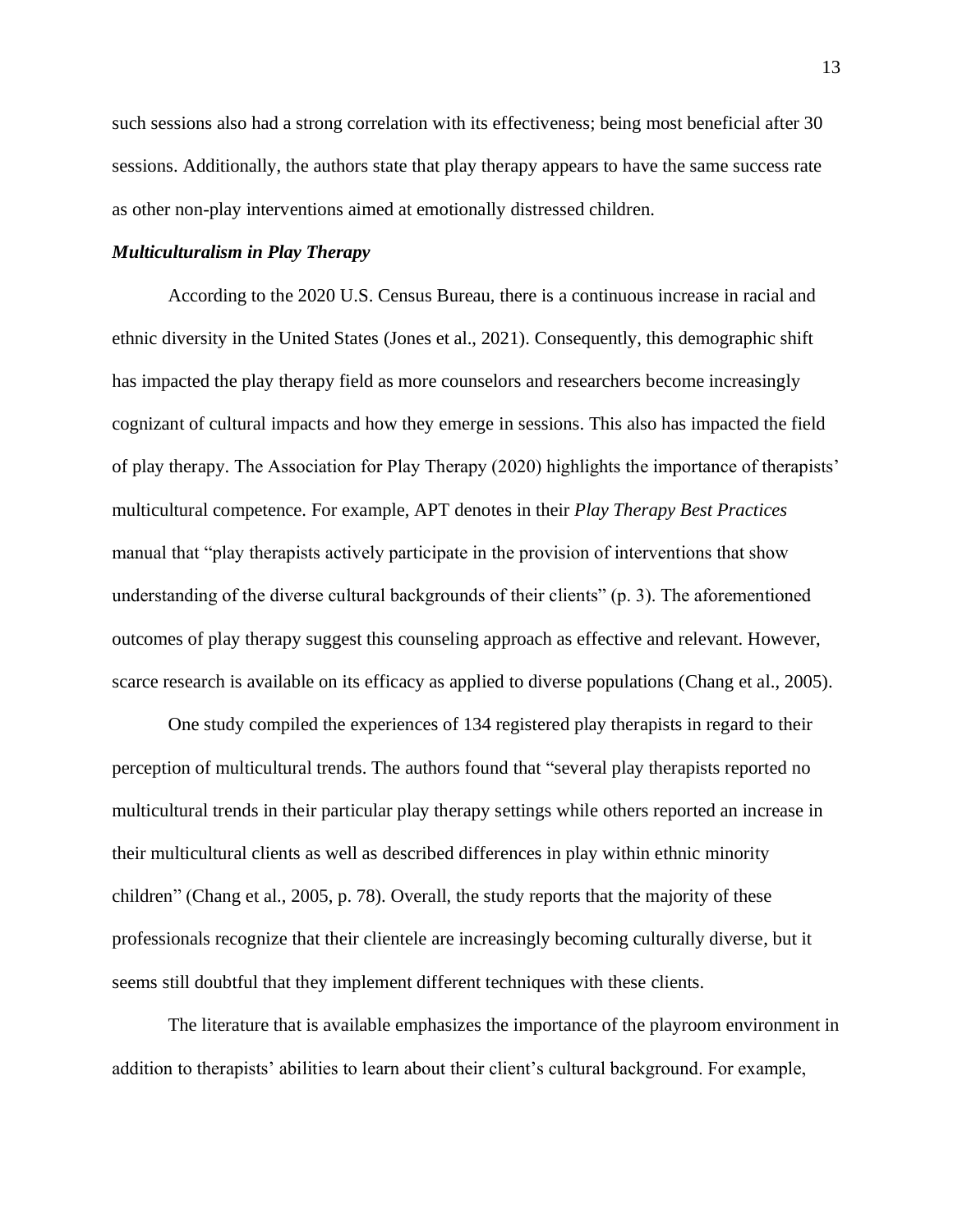such sessions also had a strong correlation with its effectiveness; being most beneficial after 30 sessions. Additionally, the authors state that play therapy appears to have the same success rate as other non-play interventions aimed at emotionally distressed children.

### ***Multiculturalism in Play Therapy***

According to the 2020 U.S. Census Bureau, there is a continuous increase in racial and ethnic diversity in the United States (Jones et al., 2021). Consequently, this demographic shift has impacted the play therapy field as more counselors and researchers become increasingly cognizant of cultural impacts and how they emerge in sessions. This also has impacted the field of play therapy. The Association for Play Therapy (2020) highlights the importance of therapists' multicultural competence. For example, APT denotes in their *Play Therapy Best Practices* manual that "play therapists actively participate in the provision of interventions that show understanding of the diverse cultural backgrounds of their clients" (p. 3). The aforementioned outcomes of play therapy suggest this counseling approach as effective and relevant. However, scarce research is available on its efficacy as applied to diverse populations (Chang et al., 2005).

One study compiled the experiences of 134 registered play therapists in regard to their perception of multicultural trends. The authors found that "several play therapists reported no multicultural trends in their particular play therapy settings while others reported an increase in their multicultural clients as well as described differences in play within ethnic minority children" (Chang et al., 2005, p. 78). Overall, the study reports that the majority of these professionals recognize that their clientele are increasingly becoming culturally diverse, but it seems still doubtful that they implement different techniques with these clients.

The literature that is available emphasizes the importance of the playroom environment in addition to therapists' abilities to learn about their client's cultural background. For example,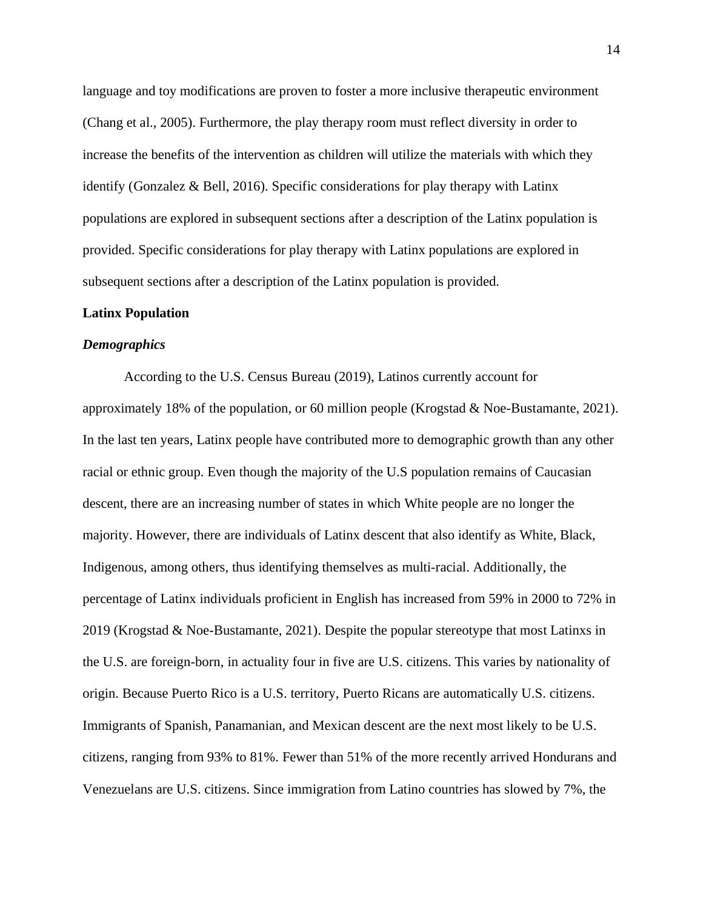language and toy modifications are proven to foster a more inclusive therapeutic environment (Chang et al., 2005). Furthermore, the play therapy room must reflect diversity in order to increase the benefits of the intervention as children will utilize the materials with which they identify (Gonzalez & Bell, 2016). Specific considerations for play therapy with Latinx populations are explored in subsequent sections after a description of the Latinx population is provided. Specific considerations for play therapy with Latinx populations are explored in subsequent sections after a description of the Latinx population is provided.

## Latinx Population

### *Demographics*

According to the U.S. Census Bureau (2019), Latinos currently account for approximately 18% of the population, or 60 million people (Krogstad & Noe-Bustamante, 2021). In the last ten years, Latinx people have contributed more to demographic growth than any other racial or ethnic group. Even though the majority of the U.S population remains of Caucasian descent, there are an increasing number of states in which White people are no longer the majority. However, there are individuals of Latinx descent that also identify as White, Black, Indigenous, among others, thus identifying themselves as multi-racial. Additionally, the percentage of Latinx individuals proficient in English has increased from 59% in 2000 to 72% in 2019 (Krogstad & Noe-Bustamante, 2021). Despite the popular stereotype that most Latinxs in the U.S. are foreign-born, in actuality four in five are U.S. citizens. This varies by nationality of origin. Because Puerto Rico is a U.S. territory, Puerto Ricans are automatically U.S. citizens. Immigrants of Spanish, Panamanian, and Mexican descent are the next most likely to be U.S. citizens, ranging from 93% to 81%. Fewer than 51% of the more recently arrived Hondurans and Venezuelans are U.S. citizens. Since immigration from Latino countries has slowed by 7%, the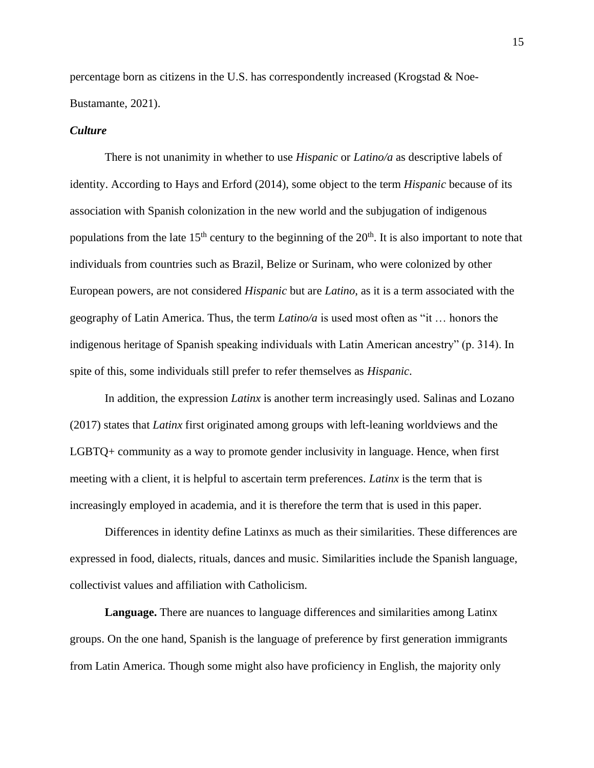percentage born as citizens in the U.S. has correspondently increased (Krogstad & Noe-Bustamante, 2021).

### *Culture*

There is not unanimity in whether to use *Hispanic* or *Latino/a* as descriptive labels of identity. According to Hays and Erford (2014), some object to the term *Hispanic* because of its association with Spanish colonization in the new world and the subjugation of indigenous populations from the late 15th century to the beginning of the 20th. It is also important to note that individuals from countries such as Brazil, Belize or Surinam, who were colonized by other European powers, are not considered *Hispanic* but are *Latino*, as it is a term associated with the geography of Latin America. Thus, the term *Latino/a* is used most often as "it … honors the indigenous heritage of Spanish speaking individuals with Latin American ancestry" (p. 314). In spite of this, some individuals still prefer to refer themselves as *Hispanic*.

In addition, the expression *Latinx* is another term increasingly used. Salinas and Lozano (2017) states that *Latinx* first originated among groups with left-leaning worldviews and the LGBTQ+ community as a way to promote gender inclusivity in language. Hence, when first meeting with a client, it is helpful to ascertain term preferences. *Latinx* is the term that is increasingly employed in academia, and it is therefore the term that is used in this paper.

Differences in identity define Latinxs as much as their similarities. These differences are expressed in food, dialects, rituals, dances and music. Similarities include the Spanish language, collectivist values and affiliation with Catholicism.

**Language.** There are nuances to language differences and similarities among Latinx groups. On the one hand, Spanish is the language of preference by first generation immigrants from Latin America. Though some might also have proficiency in English, the majority only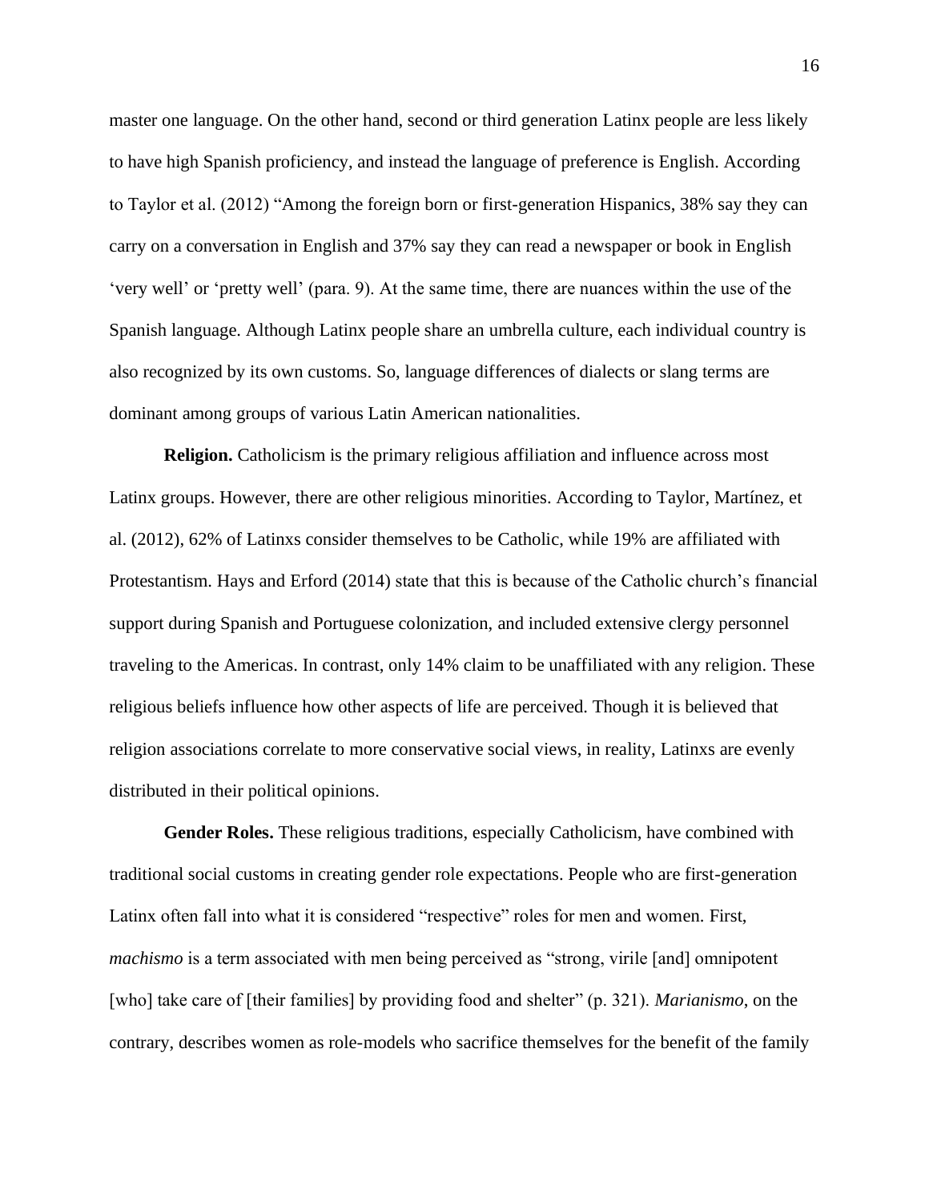master one language. On the other hand, second or third generation Latinx people are less likely to have high Spanish proficiency, and instead the language of preference is English. According to Taylor et al. (2012) "Among the foreign born or first-generation Hispanics, 38% say they can carry on a conversation in English and 37% say they can read a newspaper or book in English 'very well' or 'pretty well' (para. 9). At the same time, there are nuances within the use of the Spanish language. Although Latinx people share an umbrella culture, each individual country is also recognized by its own customs. So, language differences of dialects or slang terms are dominant among groups of various Latin American nationalities.

**Religion.** Catholicism is the primary religious affiliation and influence across most Latinx groups. However, there are other religious minorities. According to Taylor, Martínez, et al. (2012), 62% of Latinxs consider themselves to be Catholic, while 19% are affiliated with Protestantism. Hays and Erford (2014) state that this is because of the Catholic church's financial support during Spanish and Portuguese colonization, and included extensive clergy personnel traveling to the Americas. In contrast, only 14% claim to be unaffiliated with any religion. These religious beliefs influence how other aspects of life are perceived. Though it is believed that religion associations correlate to more conservative social views, in reality, Latinxs are evenly distributed in their political opinions.

**Gender Roles.** These religious traditions, especially Catholicism, have combined with traditional social customs in creating gender role expectations. People who are first-generation Latinx often fall into what it is considered "respective" roles for men and women. First, *machismo* is a term associated with men being perceived as "strong, virile [and] omnipotent [who] take care of [their families] by providing food and shelter" (p. 321). *Marianismo*, on the contrary, describes women as role-models who sacrifice themselves for the benefit of the family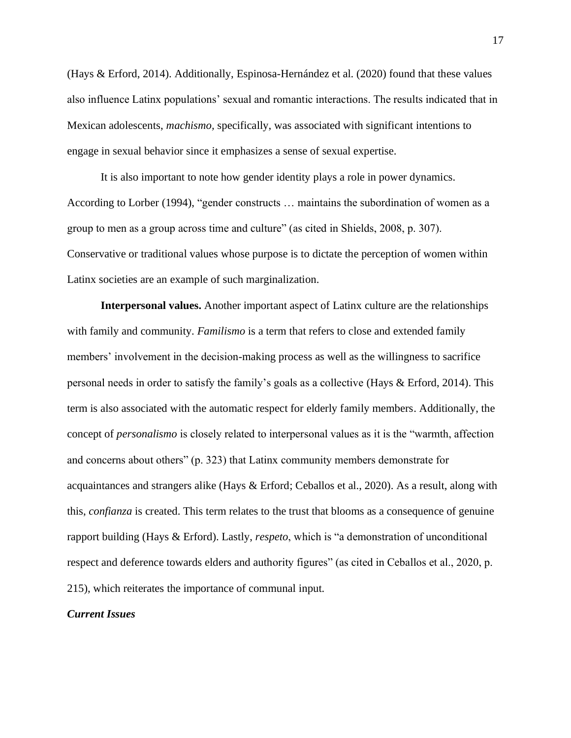(Hays & Erford, 2014). Additionally, Espinosa-Hernández et al. (2020) found that these values also influence Latinx populations' sexual and romantic interactions. The results indicated that in Mexican adolescents, *machismo*, specifically, was associated with significant intentions to engage in sexual behavior since it emphasizes a sense of sexual expertise.

It is also important to note how gender identity plays a role in power dynamics. According to Lorber (1994), "gender constructs … maintains the subordination of women as a group to men as a group across time and culture" (as cited in Shields, 2008, p. 307). Conservative or traditional values whose purpose is to dictate the perception of women within Latinx societies are an example of such marginalization.

**Interpersonal values.** Another important aspect of Latinx culture are the relationships with family and community. *Familismo* is a term that refers to close and extended family members' involvement in the decision-making process as well as the willingness to sacrifice personal needs in order to satisfy the family's goals as a collective (Hays & Erford, 2014). This term is also associated with the automatic respect for elderly family members. Additionally, the concept of *personalismo* is closely related to interpersonal values as it is the "warmth, affection and concerns about others" (p. 323) that Latinx community members demonstrate for acquaintances and strangers alike (Hays & Erford; Ceballos et al., 2020). As a result, along with this, *confianza* is created. This term relates to the trust that blooms as a consequence of genuine rapport building (Hays & Erford). Lastly, *respeto*, which is "a demonstration of unconditional respect and deference towards elders and authority figures" (as cited in Ceballos et al., 2020, p. 215), which reiterates the importance of communal input.

***Current Issues***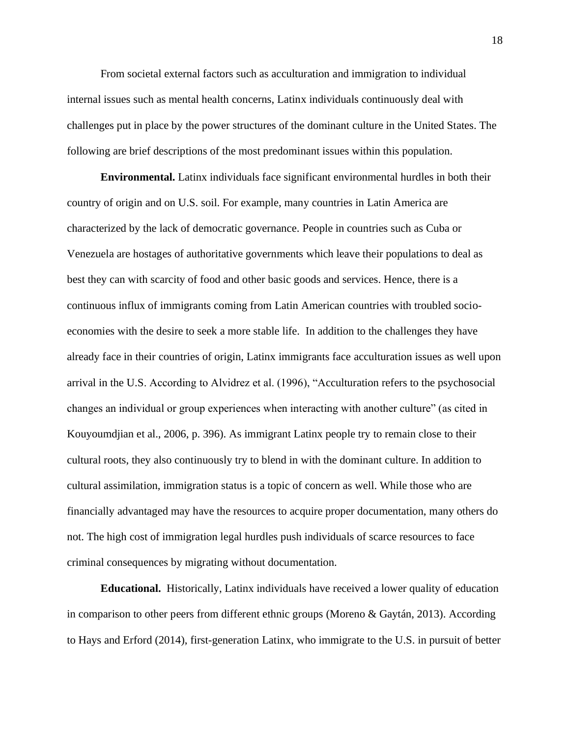From societal external factors such as acculturation and immigration to individual internal issues such as mental health concerns, Latinx individuals continuously deal with challenges put in place by the power structures of the dominant culture in the United States. The following are brief descriptions of the most predominant issues within this population.

**Environmental.** Latinx individuals face significant environmental hurdles in both their country of origin and on U.S. soil. For example, many countries in Latin America are characterized by the lack of democratic governance. People in countries such as Cuba or Venezuela are hostages of authoritative governments which leave their populations to deal as best they can with scarcity of food and other basic goods and services. Hence, there is a continuous influx of immigrants coming from Latin American countries with troubled socio-economies with the desire to seek a more stable life. In addition to the challenges they have already face in their countries of origin, Latinx immigrants face acculturation issues as well upon arrival in the U.S. According to Alvidrez et al. (1996), "Acculturation refers to the psychosocial changes an individual or group experiences when interacting with another culture" (as cited in Kouyoumdjian et al., 2006, p. 396). As immigrant Latinx people try to remain close to their cultural roots, they also continuously try to blend in with the dominant culture. In addition to cultural assimilation, immigration status is a topic of concern as well. While those who are financially advantaged may have the resources to acquire proper documentation, many others do not. The high cost of immigration legal hurdles push individuals of scarce resources to face criminal consequences by migrating without documentation.

**Educational.** Historically, Latinx individuals have received a lower quality of education in comparison to other peers from different ethnic groups (Moreno & Gaytán, 2013). According to Hays and Erford (2014), first-generation Latinx, who immigrate to the U.S. in pursuit of better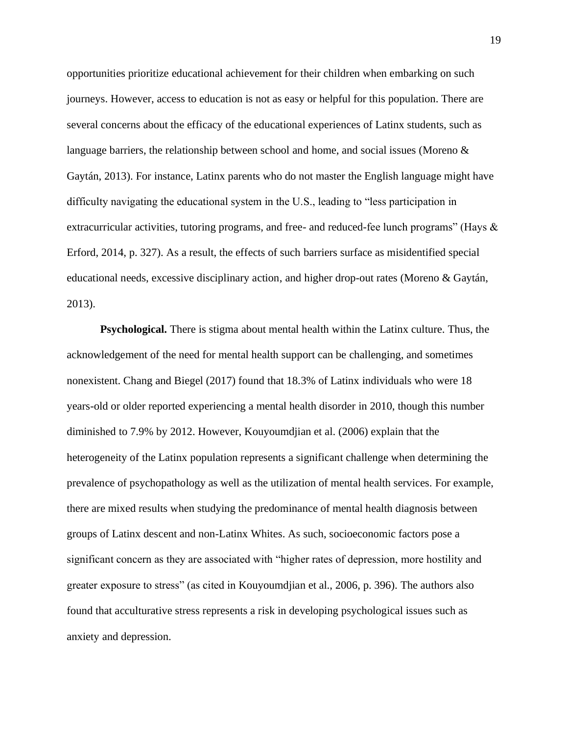opportunities prioritize educational achievement for their children when embarking on such journeys. However, access to education is not as easy or helpful for this population. There are several concerns about the efficacy of the educational experiences of Latinx students, such as language barriers, the relationship between school and home, and social issues (Moreno & Gaytán, 2013). For instance, Latinx parents who do not master the English language might have difficulty navigating the educational system in the U.S., leading to "less participation in extracurricular activities, tutoring programs, and free- and reduced-fee lunch programs" (Hays & Erford, 2014, p. 327). As a result, the effects of such barriers surface as misidentified special educational needs, excessive disciplinary action, and higher drop-out rates (Moreno & Gaytán, 2013).

**Psychological.** There is stigma about mental health within the Latinx culture. Thus, the acknowledgement of the need for mental health support can be challenging, and sometimes nonexistent. Chang and Biegel (2017) found that 18.3% of Latinx individuals who were 18 years-old or older reported experiencing a mental health disorder in 2010, though this number diminished to 7.9% by 2012. However, Kouyoumdjian et al. (2006) explain that the heterogeneity of the Latinx population represents a significant challenge when determining the prevalence of psychopathology as well as the utilization of mental health services. For example, there are mixed results when studying the predominance of mental health diagnosis between groups of Latinx descent and non-Latinx Whites. As such, socioeconomic factors pose a significant concern as they are associated with "higher rates of depression, more hostility and greater exposure to stress" (as cited in Kouyoumdjian et al., 2006, p. 396). The authors also found that acculturative stress represents a risk in developing psychological issues such as anxiety and depression.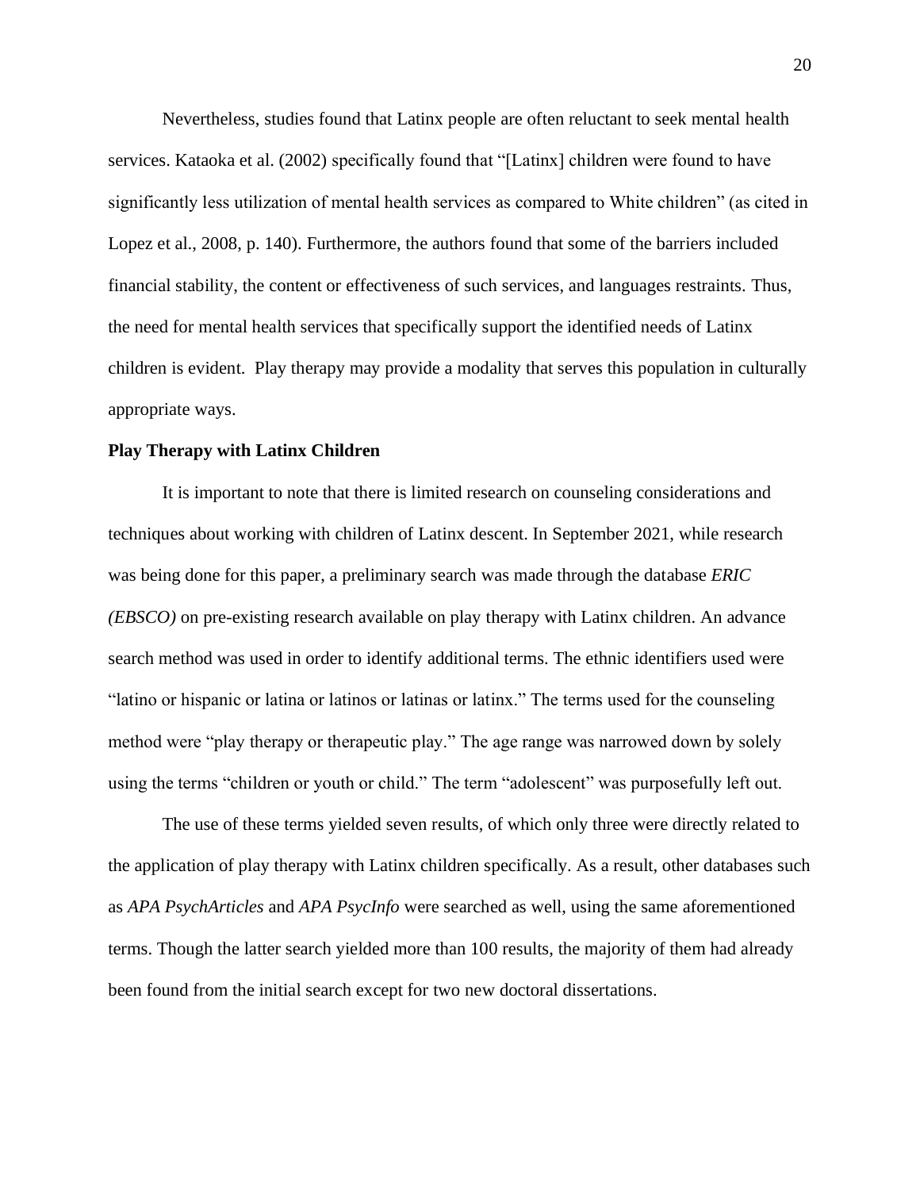Nevertheless, studies found that Latinx people are often reluctant to seek mental health services. Kataoka et al. (2002) specifically found that "[Latinx] children were found to have significantly less utilization of mental health services as compared to White children" (as cited in Lopez et al., 2008, p. 140). Furthermore, the authors found that some of the barriers included financial stability, the content or effectiveness of such services, and languages restraints. Thus, the need for mental health services that specifically support the identified needs of Latinx children is evident. Play therapy may provide a modality that serves this population in culturally appropriate ways.

**Play Therapy with Latinx Children**

It is important to note that there is limited research on counseling considerations and techniques about working with children of Latinx descent. In September 2021, while research was being done for this paper, a preliminary search was made through the database *ERIC (EBSCO)* on pre-existing research available on play therapy with Latinx children. An advance search method was used in order to identify additional terms. The ethnic identifiers used were "latino or hispanic or latina or latinos or latinas or latinx." The terms used for the counseling method were "play therapy or therapeutic play." The age range was narrowed down by solely using the terms "children or youth or child." The term "adolescent" was purposefully left out.

The use of these terms yielded seven results, of which only three were directly related to the application of play therapy with Latinx children specifically. As a result, other databases such as *APA PsychArticles* and *APA PsycInfo* were searched as well, using the same aforementioned terms. Though the latter search yielded more than 100 results, the majority of them had already been found from the initial search except for two new doctoral dissertations.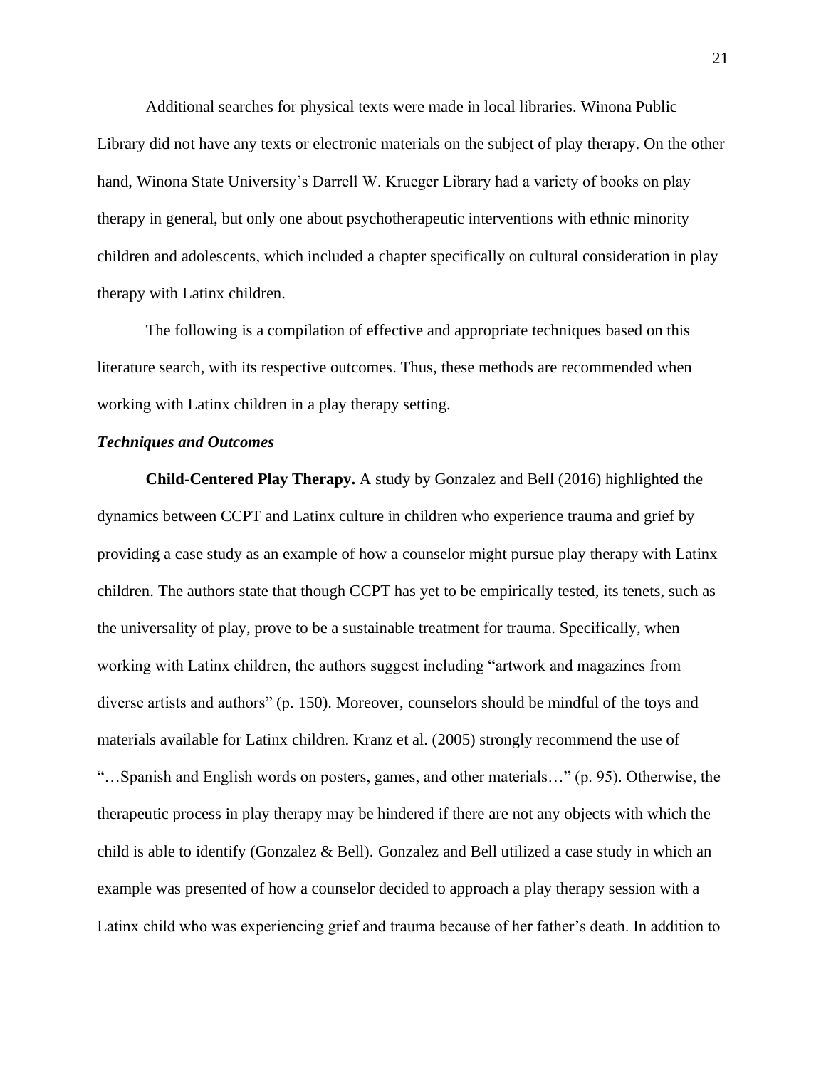Additional searches for physical texts were made in local libraries. Winona Public Library did not have any texts or electronic materials on the subject of play therapy. On the other hand, Winona State University's Darrell W. Krueger Library had a variety of books on play therapy in general, but only one about psychotherapeutic interventions with ethnic minority children and adolescents, which included a chapter specifically on cultural consideration in play therapy with Latinx children.

The following is a compilation of effective and appropriate techniques based on this literature search, with its respective outcomes. Thus, these methods are recommended when working with Latinx children in a play therapy setting.

### *Techniques and Outcomes*

**Child-Centered Play Therapy.** A study by Gonzalez and Bell (2016) highlighted the dynamics between CCPT and Latinx culture in children who experience trauma and grief by providing a case study as an example of how a counselor might pursue play therapy with Latinx children. The authors state that though CCPT has yet to be empirically tested, its tenets, such as the universality of play, prove to be a sustainable treatment for trauma. Specifically, when working with Latinx children, the authors suggest including "artwork and magazines from diverse artists and authors" (p. 150). Moreover, counselors should be mindful of the toys and materials available for Latinx children. Kranz et al. (2005) strongly recommend the use of "…Spanish and English words on posters, games, and other materials…" (p. 95). Otherwise, the therapeutic process in play therapy may be hindered if there are not any objects with which the child is able to identify (Gonzalez & Bell). Gonzalez and Bell utilized a case study in which an example was presented of how a counselor decided to approach a play therapy session with a Latinx child who was experiencing grief and trauma because of her father's death. In addition to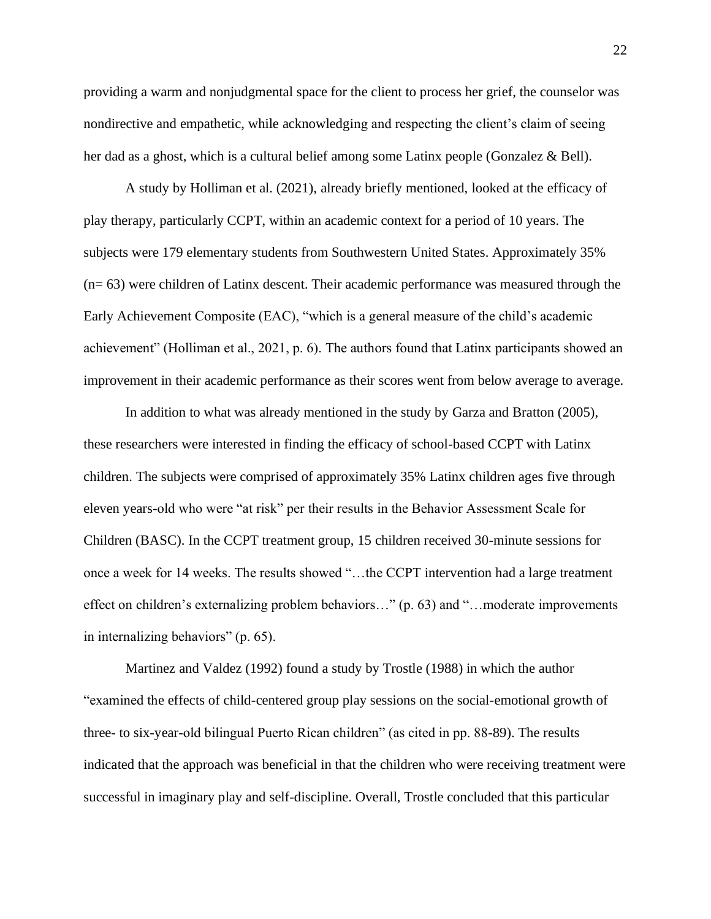providing a warm and nonjudgmental space for the client to process her grief, the counselor was nondirective and empathetic, while acknowledging and respecting the client's claim of seeing her dad as a ghost, which is a cultural belief among some Latinx people (Gonzalez & Bell).

A study by Holliman et al. (2021), already briefly mentioned, looked at the efficacy of play therapy, particularly CCPT, within an academic context for a period of 10 years. The subjects were 179 elementary students from Southwestern United States. Approximately 35% (n= 63) were children of Latinx descent. Their academic performance was measured through the Early Achievement Composite (EAC), "which is a general measure of the child's academic achievement" (Holliman et al., 2021, p. 6). The authors found that Latinx participants showed an improvement in their academic performance as their scores went from below average to average.

In addition to what was already mentioned in the study by Garza and Bratton (2005), these researchers were interested in finding the efficacy of school-based CCPT with Latinx children. The subjects were comprised of approximately 35% Latinx children ages five through eleven years-old who were "at risk" per their results in the Behavior Assessment Scale for Children (BASC). In the CCPT treatment group, 15 children received 30-minute sessions for once a week for 14 weeks. The results showed "…the CCPT intervention had a large treatment effect on children's externalizing problem behaviors…" (p. 63) and "…moderate improvements in internalizing behaviors" (p. 65).

Martinez and Valdez (1992) found a study by Trostle (1988) in which the author "examined the effects of child-centered group play sessions on the social-emotional growth of three- to six-year-old bilingual Puerto Rican children" (as cited in pp. 88-89). The results indicated that the approach was beneficial in that the children who were receiving treatment were successful in imaginary play and self-discipline. Overall, Trostle concluded that this particular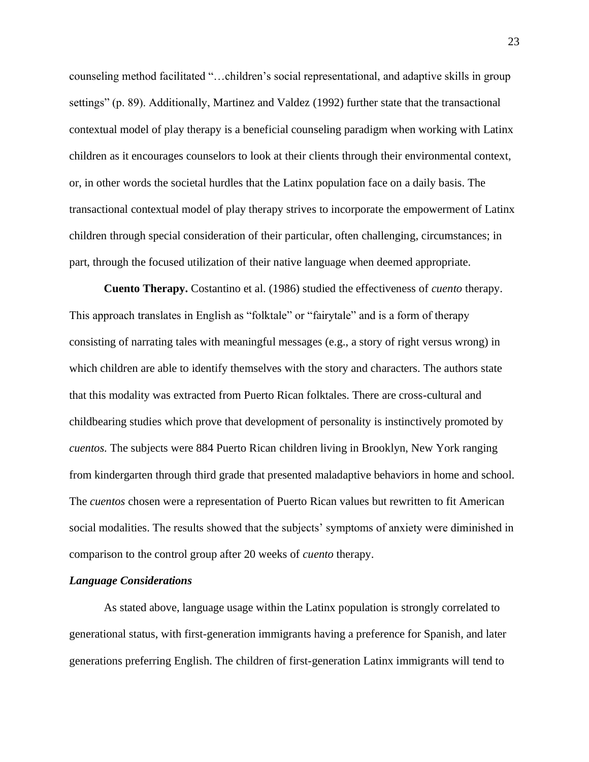counseling method facilitated "…children's social representational, and adaptive skills in group settings" (p. 89). Additionally, Martinez and Valdez (1992) further state that the transactional contextual model of play therapy is a beneficial counseling paradigm when working with Latinx children as it encourages counselors to look at their clients through their environmental context, or, in other words the societal hurdles that the Latinx population face on a daily basis. The transactional contextual model of play therapy strives to incorporate the empowerment of Latinx children through special consideration of their particular, often challenging, circumstances; in part, through the focused utilization of their native language when deemed appropriate.

**Cuento Therapy.** Costantino et al. (1986) studied the effectiveness of *cuento* therapy. This approach translates in English as "folktale" or "fairytale" and is a form of therapy consisting of narrating tales with meaningful messages (e.g., a story of right versus wrong) in which children are able to identify themselves with the story and characters. The authors state that this modality was extracted from Puerto Rican folktales. There are cross-cultural and childbearing studies which prove that development of personality is instinctively promoted by *cuentos.* The subjects were 884 Puerto Rican children living in Brooklyn, New York ranging from kindergarten through third grade that presented maladaptive behaviors in home and school. The *cuentos* chosen were a representation of Puerto Rican values but rewritten to fit American social modalities. The results showed that the subjects' symptoms of anxiety were diminished in comparison to the control group after 20 weeks of *cuento* therapy.

### *Language Considerations*

As stated above, language usage within the Latinx population is strongly correlated to generational status, with first-generation immigrants having a preference for Spanish, and later generations preferring English. The children of first-generation Latinx immigrants will tend to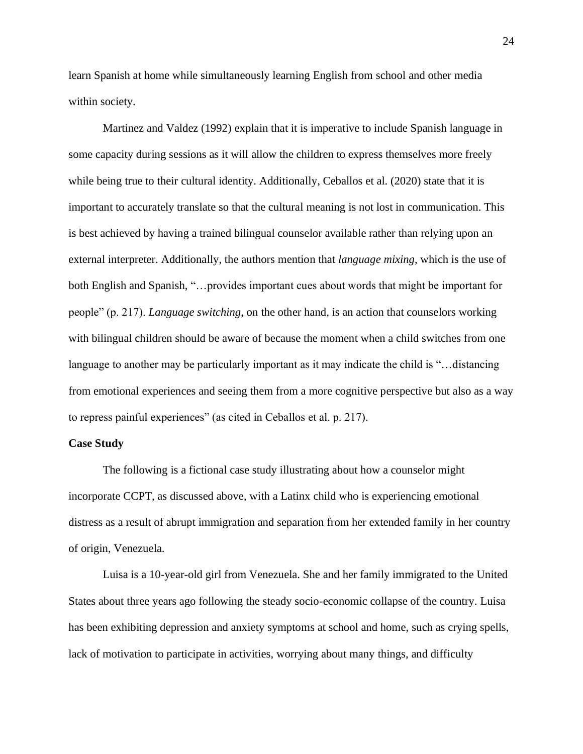learn Spanish at home while simultaneously learning English from school and other media within society.

Martinez and Valdez (1992) explain that it is imperative to include Spanish language in some capacity during sessions as it will allow the children to express themselves more freely while being true to their cultural identity. Additionally, Ceballos et al. (2020) state that it is important to accurately translate so that the cultural meaning is not lost in communication. This is best achieved by having a trained bilingual counselor available rather than relying upon an external interpreter. Additionally, the authors mention that *language mixing*, which is the use of both English and Spanish, "…provides important cues about words that might be important for people" (p. 217). *Language switching*, on the other hand, is an action that counselors working with bilingual children should be aware of because the moment when a child switches from one language to another may be particularly important as it may indicate the child is "…distancing from emotional experiences and seeing them from a more cognitive perspective but also as a way to repress painful experiences" (as cited in Ceballos et al. p. 217).

**Case Study**

The following is a fictional case study illustrating about how a counselor might incorporate CCPT, as discussed above, with a Latinx child who is experiencing emotional distress as a result of abrupt immigration and separation from her extended family in her country of origin, Venezuela.

Luisa is a 10-year-old girl from Venezuela. She and her family immigrated to the United States about three years ago following the steady socio-economic collapse of the country. Luisa has been exhibiting depression and anxiety symptoms at school and home, such as crying spells, lack of motivation to participate in activities, worrying about many things, and difficulty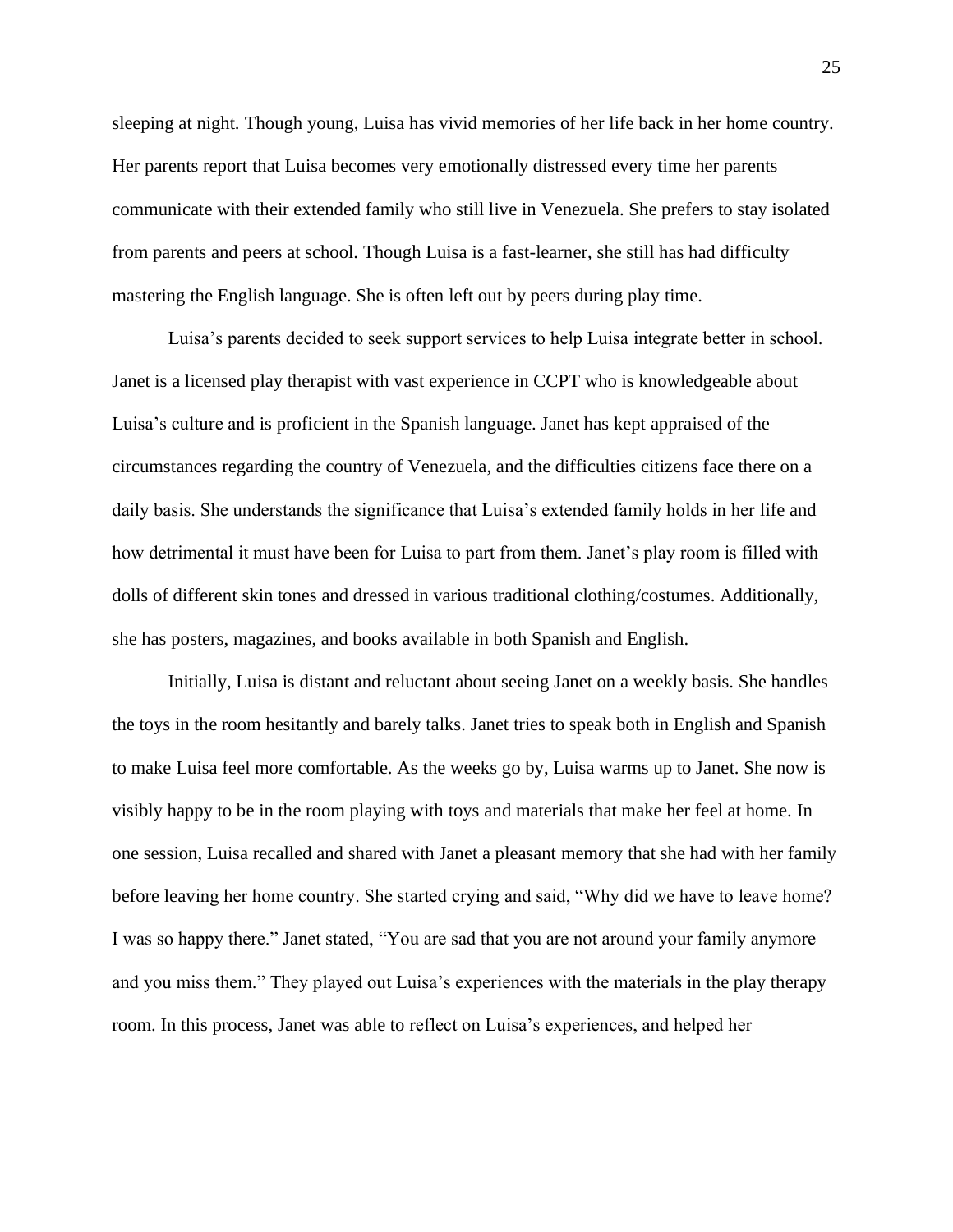sleeping at night. Though young, Luisa has vivid memories of her life back in her home country. Her parents report that Luisa becomes very emotionally distressed every time her parents communicate with their extended family who still live in Venezuela. She prefers to stay isolated from parents and peers at school. Though Luisa is a fast-learner, she still has had difficulty mastering the English language. She is often left out by peers during play time.

Luisa's parents decided to seek support services to help Luisa integrate better in school. Janet is a licensed play therapist with vast experience in CCPT who is knowledgeable about Luisa's culture and is proficient in the Spanish language. Janet has kept appraised of the circumstances regarding the country of Venezuela, and the difficulties citizens face there on a daily basis. She understands the significance that Luisa's extended family holds in her life and how detrimental it must have been for Luisa to part from them. Janet's play room is filled with dolls of different skin tones and dressed in various traditional clothing/costumes. Additionally, she has posters, magazines, and books available in both Spanish and English.

Initially, Luisa is distant and reluctant about seeing Janet on a weekly basis. She handles the toys in the room hesitantly and barely talks. Janet tries to speak both in English and Spanish to make Luisa feel more comfortable. As the weeks go by, Luisa warms up to Janet. She now is visibly happy to be in the room playing with toys and materials that make her feel at home. In one session, Luisa recalled and shared with Janet a pleasant memory that she had with her family before leaving her home country. She started crying and said, "Why did we have to leave home? I was so happy there." Janet stated, "You are sad that you are not around your family anymore and you miss them." They played out Luisa's experiences with the materials in the play therapy room. In this process, Janet was able to reflect on Luisa's experiences, and helped her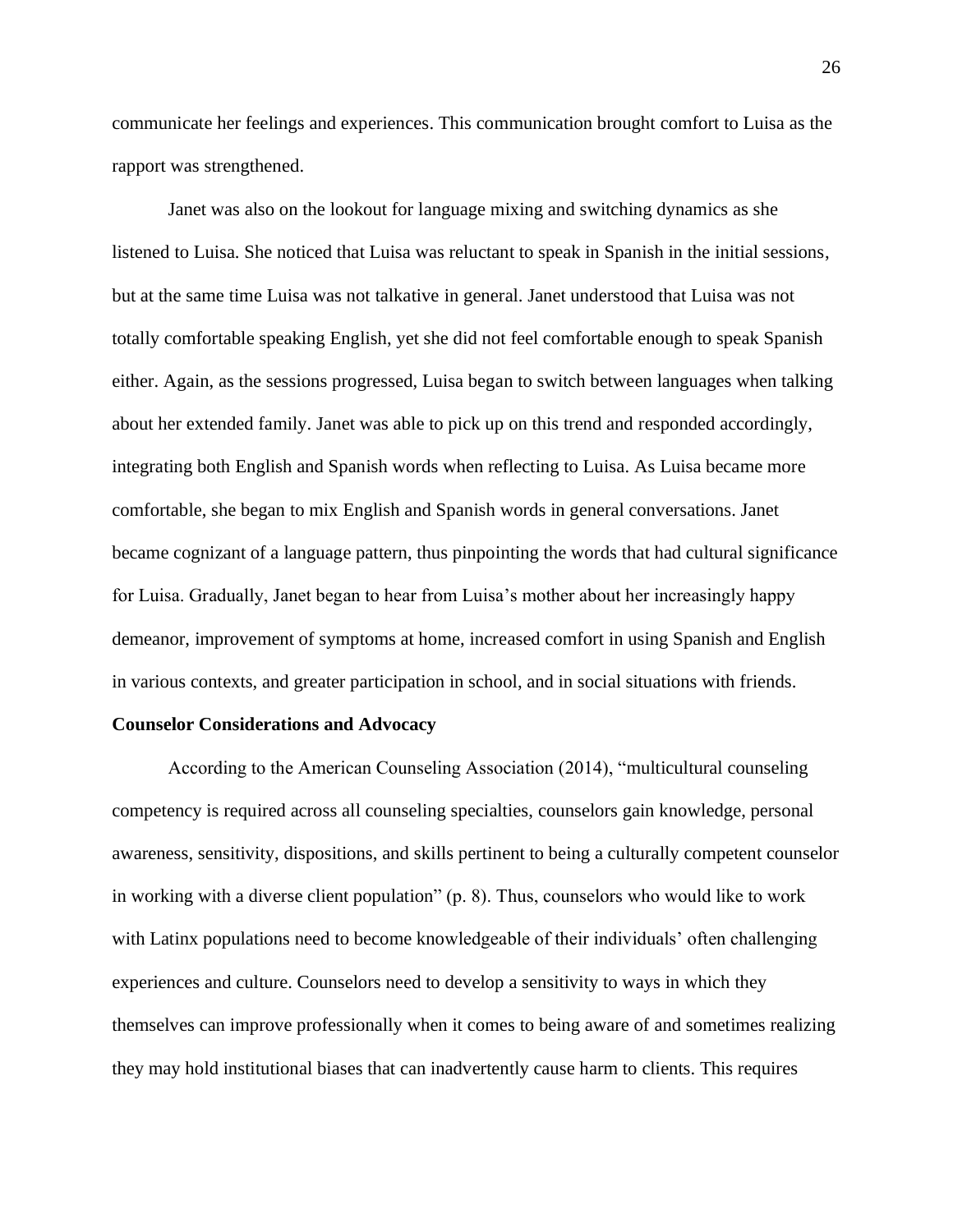communicate her feelings and experiences. This communication brought comfort to Luisa as the rapport was strengthened.

Janet was also on the lookout for language mixing and switching dynamics as she listened to Luisa. She noticed that Luisa was reluctant to speak in Spanish in the initial sessions, but at the same time Luisa was not talkative in general. Janet understood that Luisa was not totally comfortable speaking English, yet she did not feel comfortable enough to speak Spanish either. Again, as the sessions progressed, Luisa began to switch between languages when talking about her extended family. Janet was able to pick up on this trend and responded accordingly, integrating both English and Spanish words when reflecting to Luisa. As Luisa became more comfortable, she began to mix English and Spanish words in general conversations. Janet became cognizant of a language pattern, thus pinpointing the words that had cultural significance for Luisa. Gradually, Janet began to hear from Luisa's mother about her increasingly happy demeanor, improvement of symptoms at home, increased comfort in using Spanish and English in various contexts, and greater participation in school, and in social situations with friends.

**Counselor Considerations and Advocacy**

According to the American Counseling Association (2014), "multicultural counseling competency is required across all counseling specialties, counselors gain knowledge, personal awareness, sensitivity, dispositions, and skills pertinent to being a culturally competent counselor in working with a diverse client population" (p. 8). Thus, counselors who would like to work with Latinx populations need to become knowledgeable of their individuals' often challenging experiences and culture. Counselors need to develop a sensitivity to ways in which they themselves can improve professionally when it comes to being aware of and sometimes realizing they may hold institutional biases that can inadvertently cause harm to clients. This requires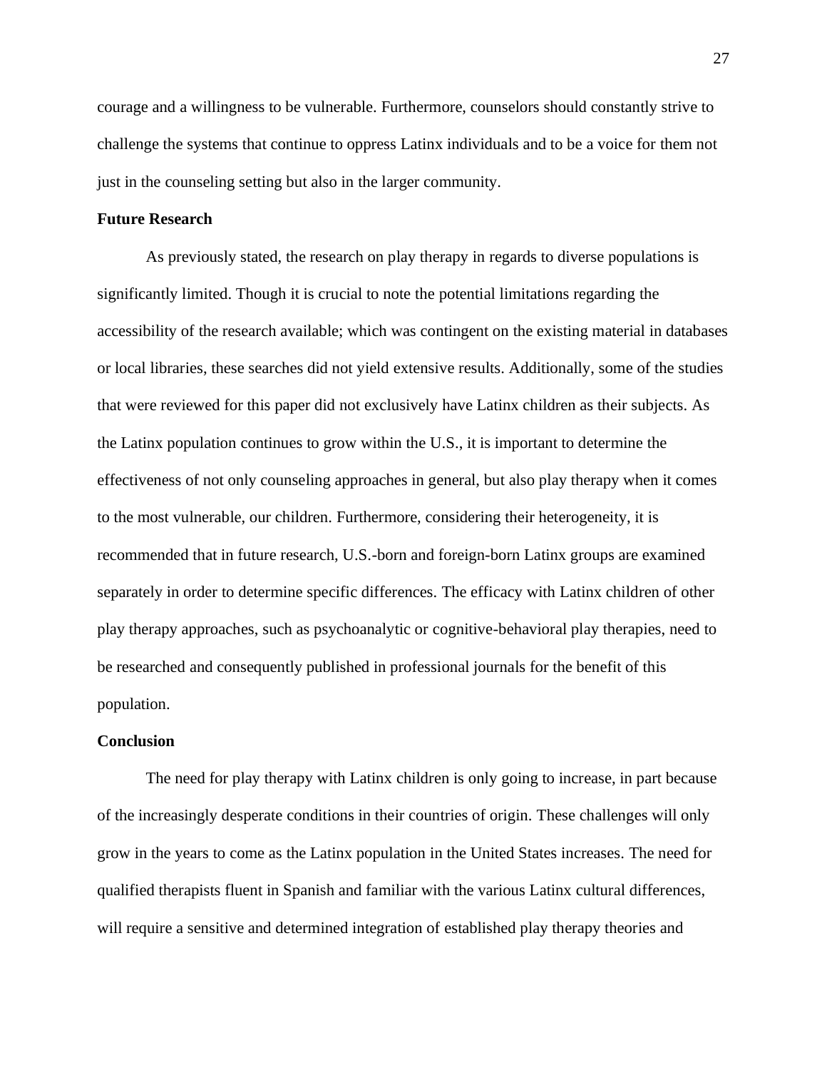courage and a willingness to be vulnerable. Furthermore, counselors should constantly strive to challenge the systems that continue to oppress Latinx individuals and to be a voice for them not just in the counseling setting but also in the larger community.

**Future Research**

As previously stated, the research on play therapy in regards to diverse populations is significantly limited. Though it is crucial to note the potential limitations regarding the accessibility of the research available; which was contingent on the existing material in databases or local libraries, these searches did not yield extensive results. Additionally, some of the studies that were reviewed for this paper did not exclusively have Latinx children as their subjects. As the Latinx population continues to grow within the U.S., it is important to determine the effectiveness of not only counseling approaches in general, but also play therapy when it comes to the most vulnerable, our children. Furthermore, considering their heterogeneity, it is recommended that in future research, U.S.-born and foreign-born Latinx groups are examined separately in order to determine specific differences. The efficacy with Latinx children of other play therapy approaches, such as psychoanalytic or cognitive-behavioral play therapies, need to be researched and consequently published in professional journals for the benefit of this population.

**Conclusion**

The need for play therapy with Latinx children is only going to increase, in part because of the increasingly desperate conditions in their countries of origin. These challenges will only grow in the years to come as the Latinx population in the United States increases. The need for qualified therapists fluent in Spanish and familiar with the various Latinx cultural differences, will require a sensitive and determined integration of established play therapy theories and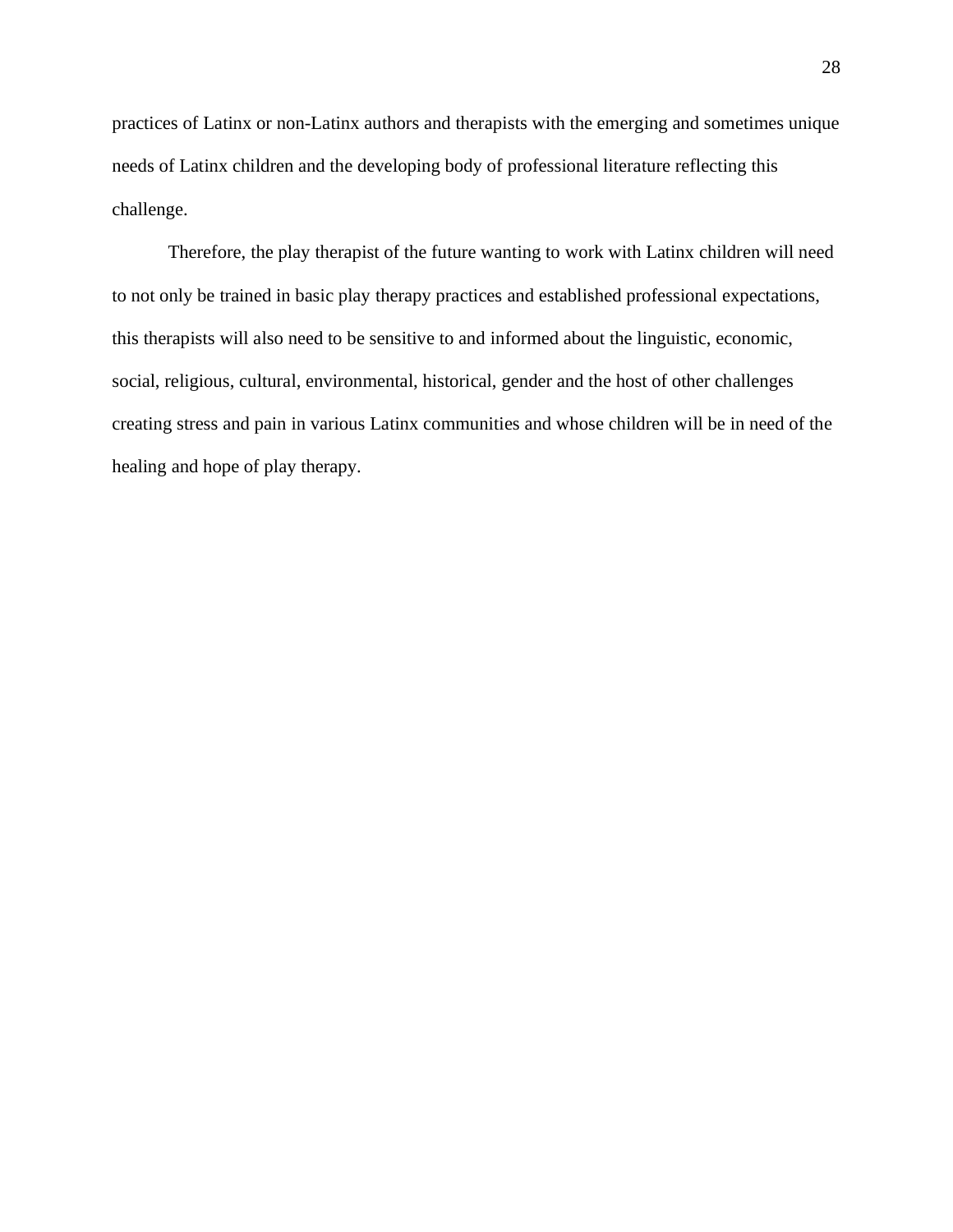practices of Latinx or non-Latinx authors and therapists with the emerging and sometimes unique needs of Latinx children and the developing body of professional literature reflecting this challenge.

Therefore, the play therapist of the future wanting to work with Latinx children will need to not only be trained in basic play therapy practices and established professional expectations, this therapists will also need to be sensitive to and informed about the linguistic, economic, social, religious, cultural, environmental, historical, gender and the host of other challenges creating stress and pain in various Latinx communities and whose children will be in need of the healing and hope of play therapy.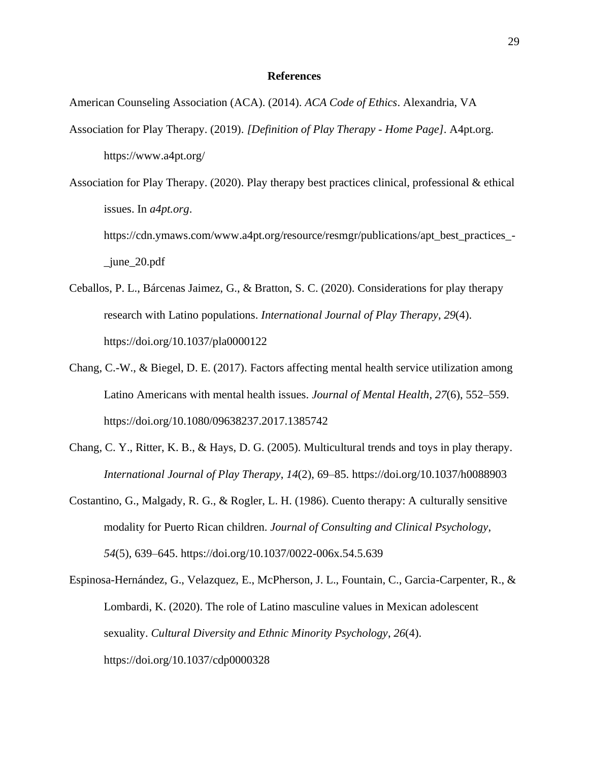# References

American Counseling Association (ACA). (2014). *ACA Code of Ethics*. Alexandria, VA

Association for Play Therapy. (2019). *[Definition of Play Therapy - Home Page]*. A4pt.org. https://www.a4pt.org/

Association for Play Therapy. (2020). Play therapy best practices clinical, professional & ethical issues. In *a4pt.org*. https://cdn.ymaws.com/www.a4pt.org/resource/resmgr/publications/apt_best_practices_-_june_20.pdf

Ceballos, P. L., Bárcenas Jaimez, G., & Bratton, S. C. (2020). Considerations for play therapy research with Latino populations. *International Journal of Play Therapy*, *29*(4). https://doi.org/10.1037/pla0000122

Chang, C.-W., & Biegel, D. E. (2017). Factors affecting mental health service utilization among Latino Americans with mental health issues. *Journal of Mental Health*, *27*(6), 552–559. https://doi.org/10.1080/09638237.2017.1385742

Chang, C. Y., Ritter, K. B., & Hays, D. G. (2005). Multicultural trends and toys in play therapy. *International Journal of Play Therapy*, *14*(2), 69–85. https://doi.org/10.1037/h0088903

Costantino, G., Malgady, R. G., & Rogler, L. H. (1986). Cuento therapy: A culturally sensitive modality for Puerto Rican children. *Journal of Consulting and Clinical Psychology*, *54*(5), 639–645. https://doi.org/10.1037/0022-006x.54.5.639

Espinosa-Hernández, G., Velazquez, E., McPherson, J. L., Fountain, C., Garcia-Carpenter, R., & Lombardi, K. (2020). The role of Latino masculine values in Mexican adolescent sexuality. *Cultural Diversity and Ethnic Minority Psychology*, *26*(4). https://doi.org/10.1037/cdp0000328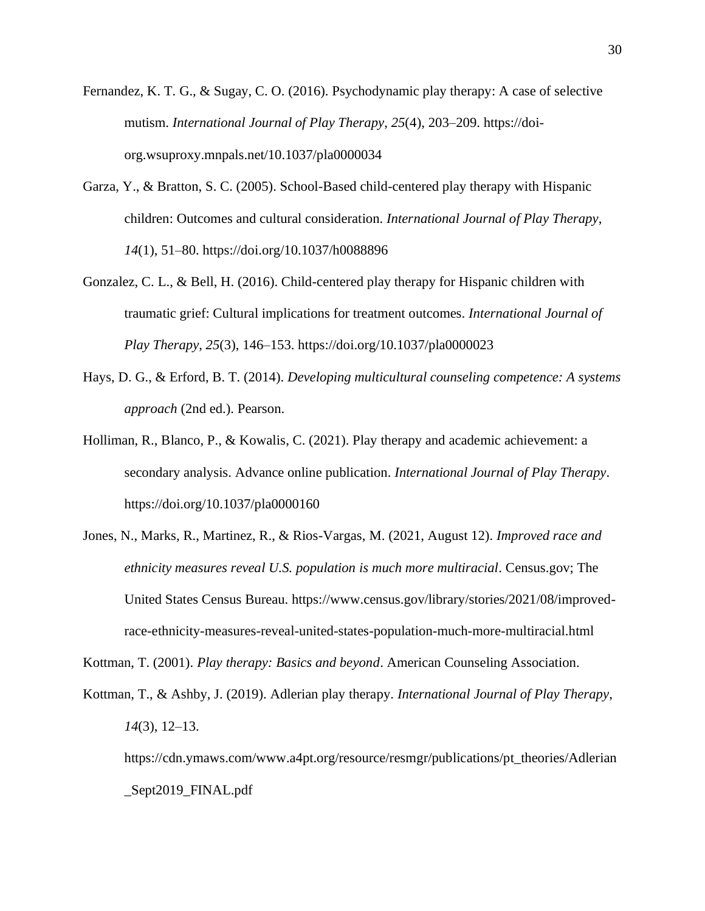Fernandez, K. T. G., & Sugay, C. O. (2016). Psychodynamic play therapy: A case of selective mutism. *International Journal of Play Therapy*, *25*(4), 203–209. https://doi-org.wsuproxy.mnpals.net/10.1037/pla0000034

Garza, Y., & Bratton, S. C. (2005). School-Based child-centered play therapy with Hispanic children: Outcomes and cultural consideration. *International Journal of Play Therapy*, *14*(1), 51–80. https://doi.org/10.1037/h0088896

Gonzalez, C. L., & Bell, H. (2016). Child-centered play therapy for Hispanic children with traumatic grief: Cultural implications for treatment outcomes. *International Journal of Play Therapy*, *25*(3), 146–153. https://doi.org/10.1037/pla0000023

Hays, D. G., & Erford, B. T. (2014). *Developing multicultural counseling competence: A systems approach* (2nd ed.). Pearson.

Holliman, R., Blanco, P., & Kowalis, C. (2021). Play therapy and academic achievement: a secondary analysis. Advance online publication. *International Journal of Play Therapy*. https://doi.org/10.1037/pla0000160

Jones, N., Marks, R., Martinez, R., & Rios-Vargas, M. (2021, August 12). *Improved race and ethnicity measures reveal U.S. population is much more multiracial*. Census.gov; The United States Census Bureau. https://www.census.gov/library/stories/2021/08/improved-race-ethnicity-measures-reveal-united-states-population-much-more-multiracial.html

Kottman, T. (2001). *Play therapy: Basics and beyond*. American Counseling Association.

Kottman, T., & Ashby, J. (2019). Adlerian play therapy. *International Journal of Play Therapy*, *14*(3), 12–13. https://cdn.ymaws.com/www.a4pt.org/resource/resmgr/publications/pt_theories/Adlerian_Sept2019_FINAL.pdf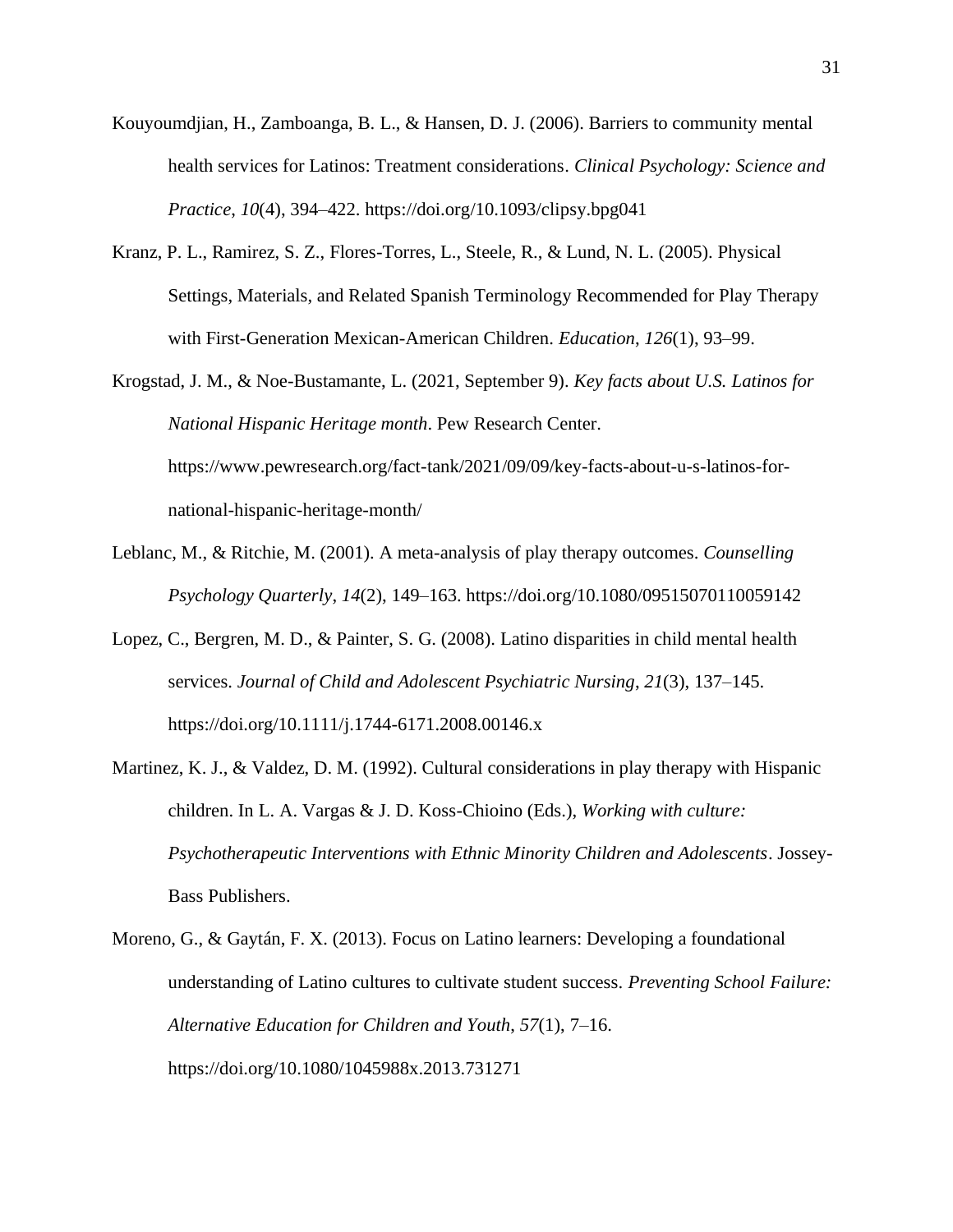Kouyoumdjian, H., Zamboanga, B. L., & Hansen, D. J. (2006). Barriers to community mental health services for Latinos: Treatment considerations. *Clinical Psychology: Science and Practice*, *10*(4), 394–422. https://doi.org/10.1093/clipsy.bpg041

Kranz, P. L., Ramirez, S. Z., Flores-Torres, L., Steele, R., & Lund, N. L. (2005). Physical Settings, Materials, and Related Spanish Terminology Recommended for Play Therapy with First-Generation Mexican-American Children. *Education*, *126*(1), 93–99.

Krogstad, J. M., & Noe-Bustamante, L. (2021, September 9). *Key facts about U.S. Latinos for National Hispanic Heritage month*. Pew Research Center. https://www.pewresearch.org/fact-tank/2021/09/09/key-facts-about-u-s-latinos-for-national-hispanic-heritage-month/

Leblanc, M., & Ritchie, M. (2001). A meta-analysis of play therapy outcomes. *Counselling Psychology Quarterly*, *14*(2), 149–163. https://doi.org/10.1080/09515070110059142

Lopez, C., Bergren, M. D., & Painter, S. G. (2008). Latino disparities in child mental health services. *Journal of Child and Adolescent Psychiatric Nursing*, *21*(3), 137–145. https://doi.org/10.1111/j.1744-6171.2008.00146.x

Martinez, K. J., & Valdez, D. M. (1992). Cultural considerations in play therapy with Hispanic children. In L. A. Vargas & J. D. Koss-Chioino (Eds.), *Working with culture: Psychotherapeutic Interventions with Ethnic Minority Children and Adolescents*. Jossey-Bass Publishers.

Moreno, G., & Gaytán, F. X. (2013). Focus on Latino learners: Developing a foundational understanding of Latino cultures to cultivate student success. *Preventing School Failure: Alternative Education for Children and Youth*, *57*(1), 7–16. https://doi.org/10.1080/1045988x.2013.731271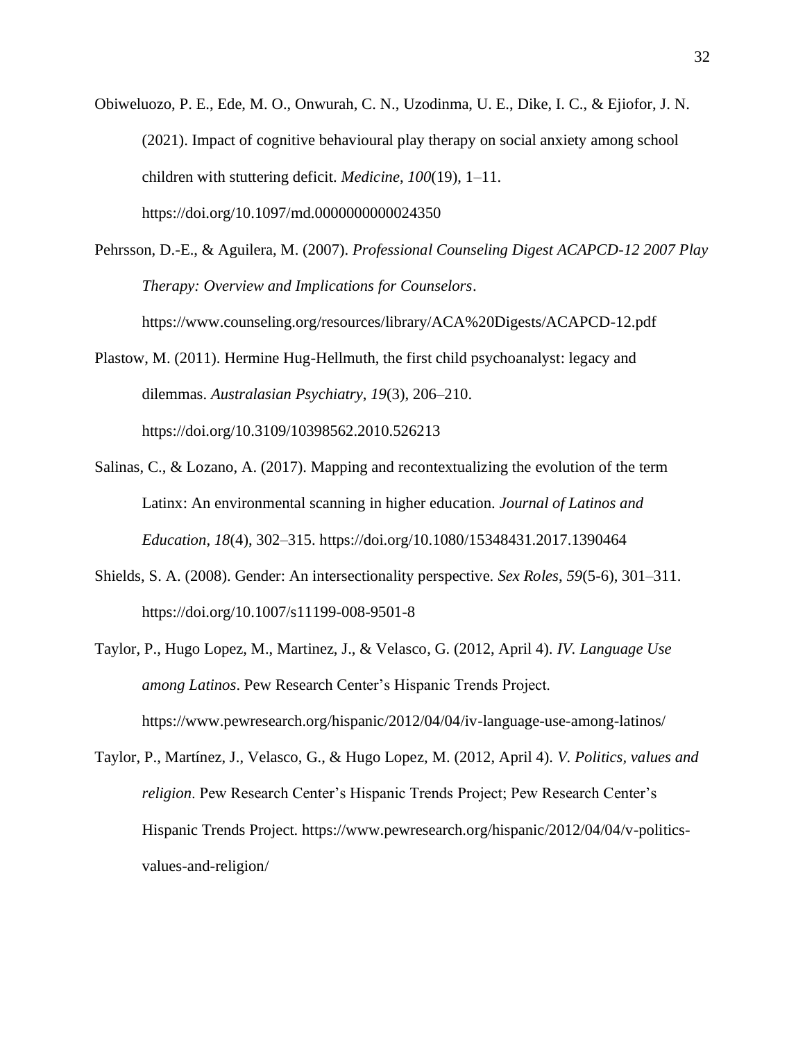Obiweluozo, P. E., Ede, M. O., Onwurah, C. N., Uzodinma, U. E., Dike, I. C., & Ejiofor, J. N. (2021). Impact of cognitive behavioural play therapy on social anxiety among school children with stuttering deficit. *Medicine*, *100*(19), 1–11. https://doi.org/10.1097/md.0000000000024350

Pehrsson, D.-E., & Aguilera, M. (2007). *Professional Counseling Digest ACAPCD-12 2007 Play Therapy: Overview and Implications for Counselors*. https://www.counseling.org/resources/library/ACA%20Digests/ACAPCD-12.pdf

Plastow, M. (2011). Hermine Hug-Hellmuth, the first child psychoanalyst: legacy and dilemmas. *Australasian Psychiatry*, *19*(3), 206–210. https://doi.org/10.3109/10398562.2010.526213

Salinas, C., & Lozano, A. (2017). Mapping and recontextualizing the evolution of the term Latinx: An environmental scanning in higher education. *Journal of Latinos and Education*, *18*(4), 302–315. https://doi.org/10.1080/15348431.2017.1390464

Shields, S. A. (2008). Gender: An intersectionality perspective. *Sex Roles*, *59*(5-6), 301–311. https://doi.org/10.1007/s11199-008-9501-8

Taylor, P., Hugo Lopez, M., Martinez, J., & Velasco, G. (2012, April 4). *IV. Language Use among Latinos*. Pew Research Center's Hispanic Trends Project. https://www.pewresearch.org/hispanic/2012/04/04/iv-language-use-among-latinos/

Taylor, P., Martínez, J., Velasco, G., & Hugo Lopez, M. (2012, April 4). *V. Politics, values and religion*. Pew Research Center's Hispanic Trends Project; Pew Research Center's Hispanic Trends Project. https://www.pewresearch.org/hispanic/2012/04/04/v-politics-values-and-religion/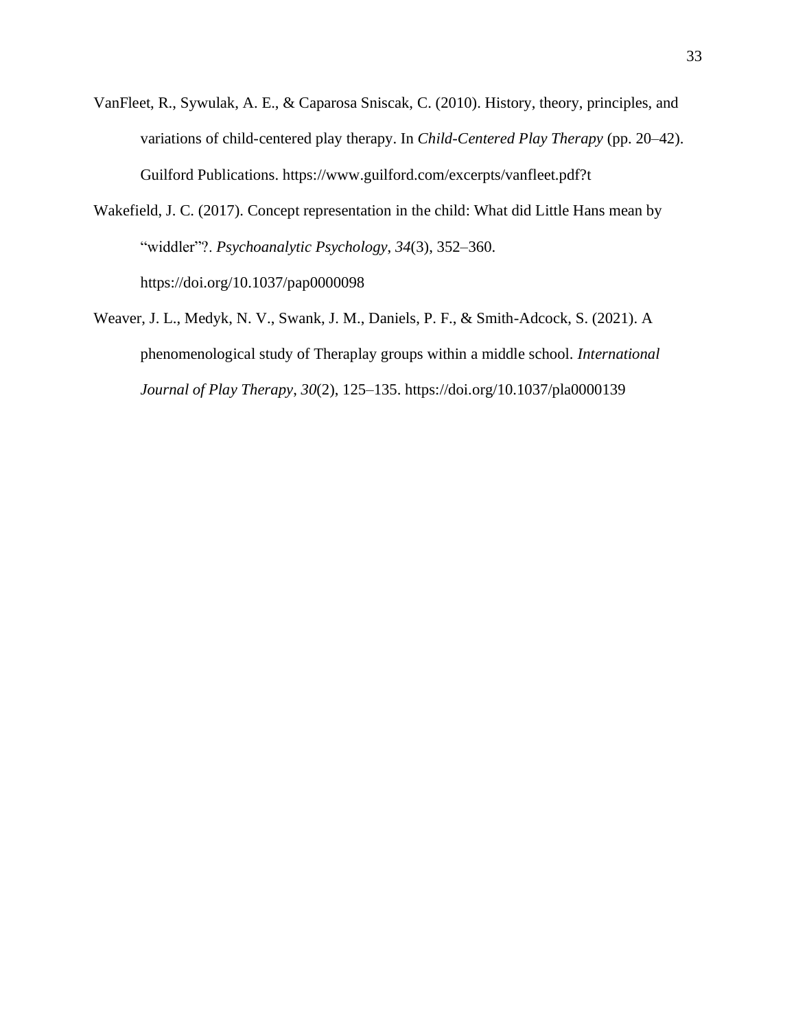VanFleet, R., Sywulak, A. E., & Caparosa Sniscak, C. (2010). History, theory, principles, and variations of child-centered play therapy. In *Child-Centered Play Therapy* (pp. 20–42). Guilford Publications. https://www.guilford.com/excerpts/vanfleet.pdf?t

Wakefield, J. C. (2017). Concept representation in the child: What did Little Hans mean by "widdler"?. *Psychoanalytic Psychology*, *34*(3), 352–360. https://doi.org/10.1037/pap0000098

Weaver, J. L., Medyk, N. V., Swank, J. M., Daniels, P. F., & Smith-Adcock, S. (2021). A phenomenological study of Theraplay groups within a middle school. *International Journal of Play Therapy*, *30*(2), 125–135. https://doi.org/10.1037/pla0000139